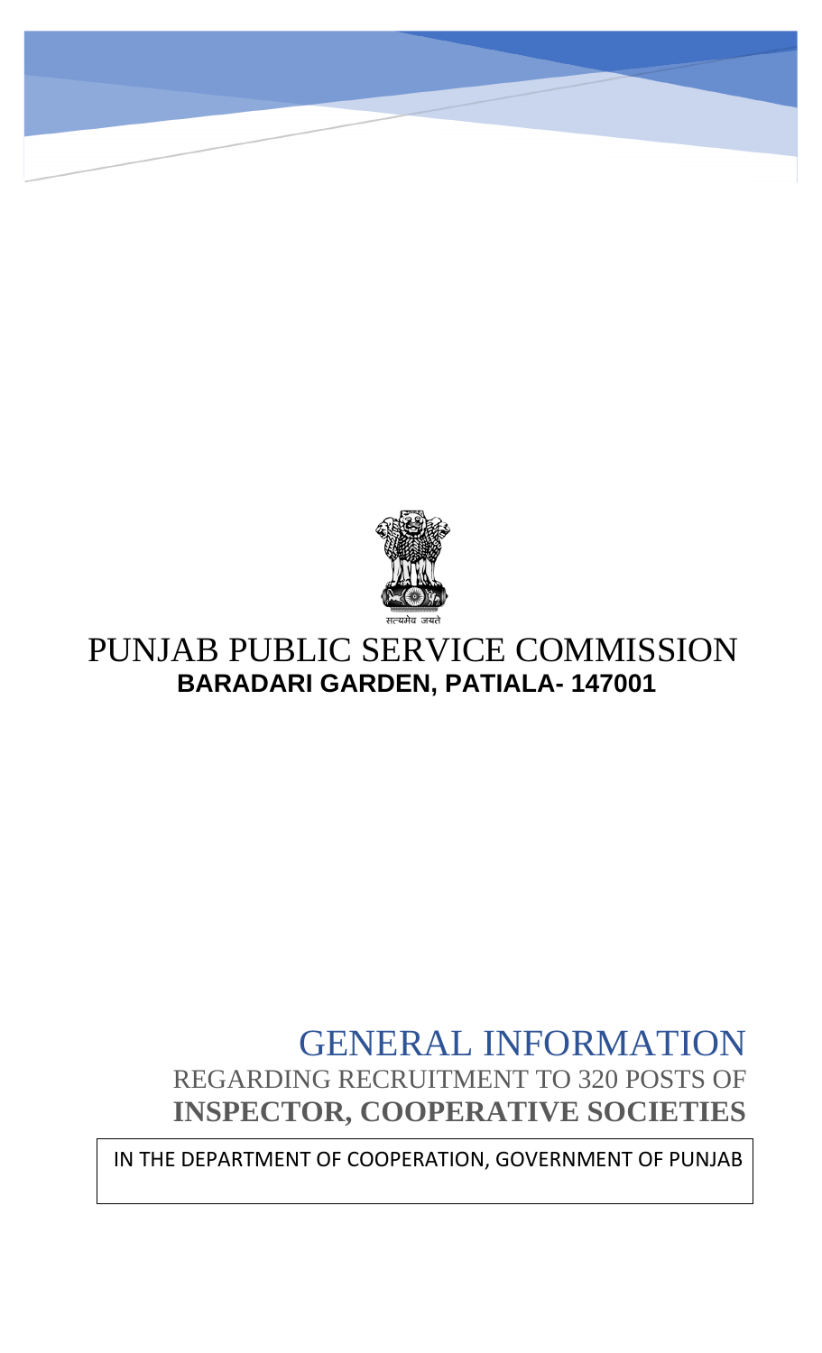# PUNJAB PUBLIC SERVICE COMMISSION

**BARADARI GARDEN, PATIALA- 147001**

# GENERAL INFORMATION

REGARDING RECRUITMENT TO 320 POSTS OF

**INSPECTOR, COOPERATIVE SOCIETIES**

IN THE DEPARTMENT OF COOPERATION, GOVERNMENT OF PUNJAB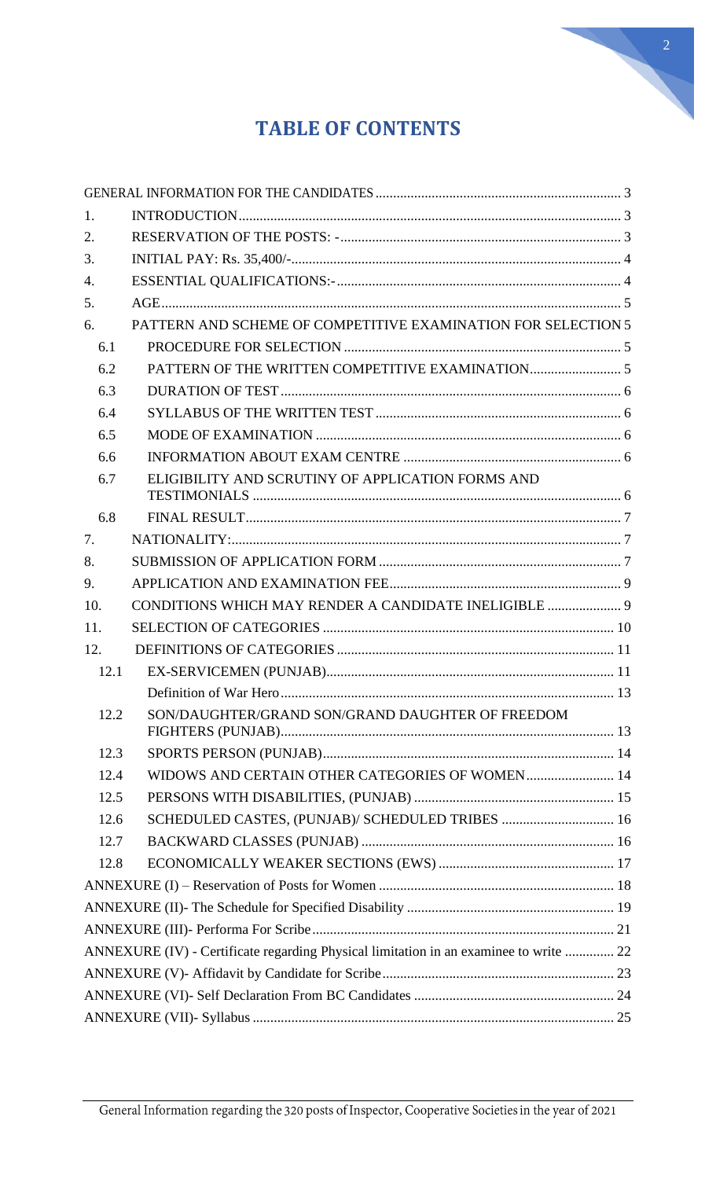# TABLE OF CONTENTS

| | | |
|---|---|---|
| GENERAL INFORMATION FOR THE CANDIDATES | | 3 |
| 1. | INTRODUCTION | 3 |
| 2. | RESERVATION OF THE POSTS: - | 3 |
| 3. | INITIAL PAY: Rs. 35,400/- | 4 |
| 4. | ESSENTIAL QUALIFICATIONS:- | 4 |
| 5. | AGE | 5 |
| 6. | PATTERN AND SCHEME OF COMPETITIVE EXAMINATION FOR SELECTION | 5 |
| 6.1 | PROCEDURE FOR SELECTION | 5 |
| 6.2 | PATTERN OF THE WRITTEN COMPETITIVE EXAMINATION | 5 |
| 6.3 | DURATION OF TEST | 6 |
| 6.4 | SYLLABUS OF THE WRITTEN TEST | 6 |
| 6.5 | MODE OF EXAMINATION | 6 |
| 6.6 | INFORMATION ABOUT EXAM CENTRE | 6 |
| 6.7 | ELIGIBILITY AND SCRUTINY OF APPLICATION FORMS AND TESTIMONIALS | 6 |
| 6.8 | FINAL RESULT | 7 |
| 7. | NATIONALITY: | 7 |
| 8. | SUBMISSION OF APPLICATION FORM | 7 |
| 9. | APPLICATION AND EXAMINATION FEE | 9 |
| 10. | CONDITIONS WHICH MAY RENDER A CANDIDATE INELIGIBLE | 9 |
| 11. | SELECTION OF CATEGORIES | 10 |
| 12. | DEFINITIONS OF CATEGORIES | 11 |
| 12.1 | EX-SERVICEMEN (PUNJAB) | 11 |
| | Definition of War Hero | 13 |
| 12.2 | SON/DAUGHTER/GRAND SON/GRAND DAUGHTER OF FREEDOM FIGHTERS (PUNJAB) | 13 |
| 12.3 | SPORTS PERSON (PUNJAB) | 14 |
| 12.4 | WIDOWS AND CERTAIN OTHER CATEGORIES OF WOMEN | 14 |
| 12.5 | PERSONS WITH DISABILITIES, (PUNJAB) | 15 |
| 12.6 | SCHEDULED CASTES, (PUNJAB)/ SCHEDULED TRIBES | 16 |
| 12.7 | BACKWARD CLASSES (PUNJAB) | 16 |
| 12.8 | ECONOMICALLY WEAKER SECTIONS (EWS) | 17 |
| ANNEXURE (I) – Reservation of Posts for Women | | 18 |
| ANNEXURE (II)- The Schedule for Specified Disability | | 19 |
| ANNEXURE (III)- Performa For Scribe | | 21 |
| ANNEXURE (IV) - Certificate regarding Physical limitation in an examinee to write | | 22 |
| ANNEXURE (V)- Affidavit by Candidate for Scribe | | 23 |
| ANNEXURE (VI)- Self Declaration From BC Candidates | | 24 |
| ANNEXURE (VII)- Syllabus | | 25 |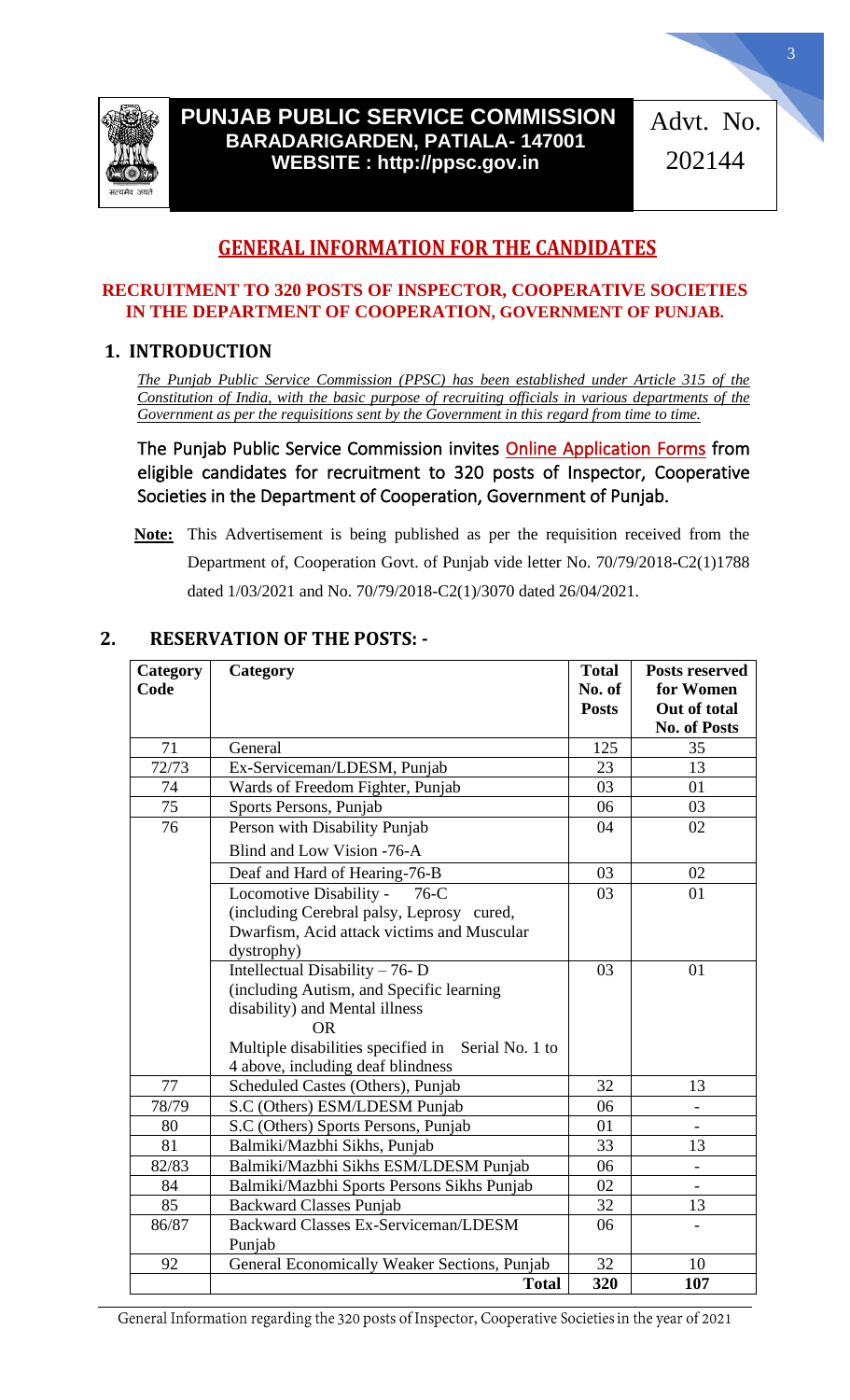# PUNJAB PUBLIC SERVICE COMMISSION
**BARADARIGARDEN, PATIALA- 147001**
**WEBSITE : http://ppsc.gov.in**

Advt. No. 202144

## GENERAL INFORMATION FOR THE CANDIDATES

**RECRUITMENT TO 320 POSTS OF INSPECTOR, COOPERATIVE SOCIETIES IN THE DEPARTMENT OF COOPERATION, GOVERNMENT OF PUNJAB.**

### 1. INTRODUCTION

*The Punjab Public Service Commission (PPSC) has been established under Article 315 of the Constitution of India, with the basic purpose of recruiting officials in various departments of the Government as per the requisitions sent by the Government in this regard from time to time.*

The Punjab Public Service Commission invites Online Application Forms from eligible candidates for recruitment to 320 posts of Inspector, Cooperative Societies in the Department of Cooperation, Government of Punjab.

**Note:** This Advertisement is being published as per the requisition received from the Department of, Cooperation Govt. of Punjab vide letter No. 70/79/2018-C2(1)1788 dated 1/03/2021 and No. 70/79/2018-C2(1)/3070 dated 26/04/2021.

### 2. RESERVATION OF THE POSTS: -

| Category Code | Category | Total No. of Posts | Posts reserved for Women Out of total No. of Posts |
|---|---|---|---|
| 71 | General | 125 | 35 |
| 72/73 | Ex-Serviceman/LDESM, Punjab | 23 | 13 |
| 74 | Wards of Freedom Fighter, Punjab | 03 | 01 |
| 75 | Sports Persons, Punjab | 06 | 03 |
| 76 | Person with Disability Punjab<br>Blind and Low Vision -76-A | 04 | 02 |
| | Deaf and Hard of Hearing-76-B | 03 | 02 |
| | Locomotive Disability - 76-C (including Cerebral palsy, Leprosy cured, Dwarfism, Acid attack victims and Muscular dystrophy) | 03 | 01 |
| | Intellectual Disability – 76- D (including Autism, and Specific learning disability) and Mental illness<br>OR<br>Multiple disabilities specified in Serial No. 1 to 4 above, including deaf blindness | 03 | 01 |
| 77 | Scheduled Castes (Others), Punjab | 32 | 13 |
| 78/79 | S.C (Others) ESM/LDESM Punjab | 06 | - |
| 80 | S.C (Others) Sports Persons, Punjab | 01 | - |
| 81 | Balmiki/Mazbhi Sikhs, Punjab | 33 | 13 |
| 82/83 | Balmiki/Mazbhi Sikhs ESM/LDESM Punjab | 06 | - |
| 84 | Balmiki/Mazbhi Sports Persons Sikhs Punjab | 02 | - |
| 85 | Backward Classes Punjab | 32 | 13 |
| 86/87 | Backward Classes Ex-Serviceman/LDESM Punjab | 06 | - |
| 92 | General Economically Weaker Sections, Punjab | 32 | 10 |
| | **Total** | **320** | **107** |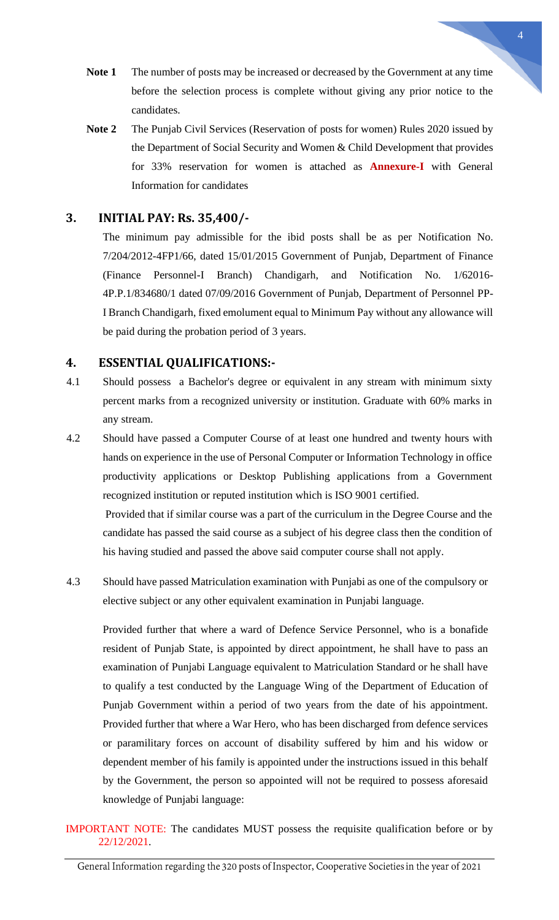**Note 1** The number of posts may be increased or decreased by the Government at any time before the selection process is complete without giving any prior notice to the candidates.

**Note 2** The Punjab Civil Services (Reservation of posts for women) Rules 2020 issued by the Department of Social Security and Women & Child Development that provides for 33% reservation for women is attached as **Annexure-I** with General Information for candidates

## 3. INITIAL PAY: Rs. 35,400/-

The minimum pay admissible for the ibid posts shall be as per Notification No. 7/204/2012-4FP1/66, dated 15/01/2015 Government of Punjab, Department of Finance (Finance Personnel-I Branch) Chandigarh, and Notification No. 1/62016-4P.P.1/834680/1 dated 07/09/2016 Government of Punjab, Department of Personnel PP-I Branch Chandigarh, fixed emolument equal to Minimum Pay without any allowance will be paid during the probation period of 3 years.

## 4. ESSENTIAL QUALIFICATIONS:-

4.1 Should possess a Bachelor's degree or equivalent in any stream with minimum sixty percent marks from a recognized university or institution. Graduate with 60% marks in any stream.

4.2 Should have passed a Computer Course of at least one hundred and twenty hours with hands on experience in the use of Personal Computer or Information Technology in office productivity applications or Desktop Publishing applications from a Government recognized institution or reputed institution which is ISO 9001 certified.

Provided that if similar course was a part of the curriculum in the Degree Course and the candidate has passed the said course as a subject of his degree class then the condition of his having studied and passed the above said computer course shall not apply.

4.3 Should have passed Matriculation examination with Punjabi as one of the compulsory or elective subject or any other equivalent examination in Punjabi language.

Provided further that where a ward of Defence Service Personnel, who is a bonafide resident of Punjab State, is appointed by direct appointment, he shall have to pass an examination of Punjabi Language equivalent to Matriculation Standard or he shall have to qualify a test conducted by the Language Wing of the Department of Education of Punjab Government within a period of two years from the date of his appointment. Provided further that where a War Hero, who has been discharged from defence services or paramilitary forces on account of disability suffered by him and his widow or dependent member of his family is appointed under the instructions issued in this behalf by the Government, the person so appointed will not be required to possess aforesaid knowledge of Punjabi language:

IMPORTANT NOTE: The candidates MUST possess the requisite qualification before or by 22/12/2021.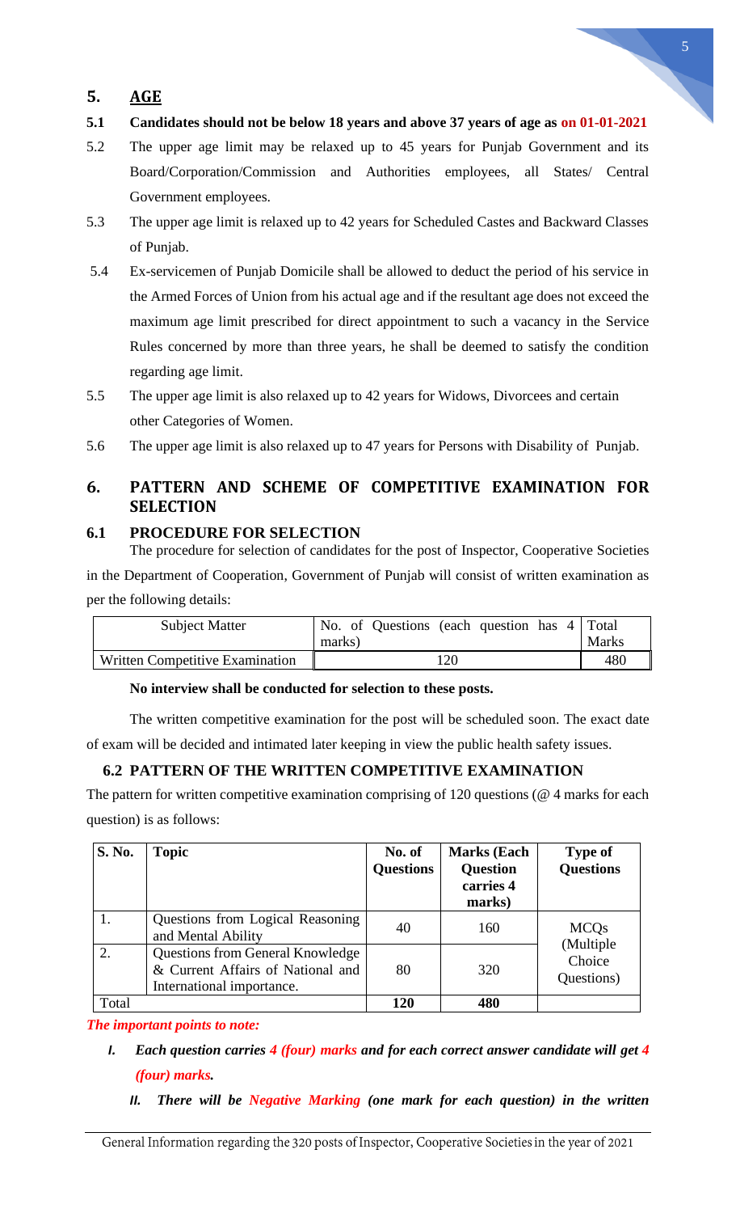## 5. AGE

**5.1 Candidates should not be below 18 years and above 37 years of age as on 01-01-2021**

5.2 The upper age limit may be relaxed up to 45 years for Punjab Government and its Board/Corporation/Commission and Authorities employees, all States/ Central Government employees.

5.3 The upper age limit is relaxed up to 42 years for Scheduled Castes and Backward Classes of Punjab.

5.4 Ex-servicemen of Punjab Domicile shall be allowed to deduct the period of his service in the Armed Forces of Union from his actual age and if the resultant age does not exceed the maximum age limit prescribed for direct appointment to such a vacancy in the Service Rules concerned by more than three years, he shall be deemed to satisfy the condition regarding age limit.

5.5 The upper age limit is also relaxed up to 42 years for Widows, Divorcees and certain other Categories of Women.

5.6 The upper age limit is also relaxed up to 47 years for Persons with Disability of Punjab.

## 6. PATTERN AND SCHEME OF COMPETITIVE EXAMINATION FOR SELECTION

### 6.1 PROCEDURE FOR SELECTION

The procedure for selection of candidates for the post of Inspector, Cooperative Societies in the Department of Cooperation, Government of Punjab will consist of written examination as per the following details:

| Subject Matter | No. of Questions (each question has 4 marks) | Total Marks |
|---|---|---|
| Written Competitive Examination | 120 | 480 |

**No interview shall be conducted for selection to these posts.**

The written competitive examination for the post will be scheduled soon. The exact date of exam will be decided and intimated later keeping in view the public health safety issues.

### 6.2 PATTERN OF THE WRITTEN COMPETITIVE EXAMINATION

The pattern for written competitive examination comprising of 120 questions (@ 4 marks for each question) is as follows:

| S. No. | Topic | No. of Questions | Marks (Each Question carries 4 marks) | Type of Questions |
|---|---|---|---|---|
| 1. | Questions from Logical Reasoning and Mental Ability | 40 | 160 | MCQs (Multiple Choice Questions) |
| 2. | Questions from General Knowledge & Current Affairs of National and International importance. | 80 | 320 | |
| Total | | **120** | **480** | |

***The important points to note:***

I. ***Each question carries 4 (four) marks and for each correct answer candidate will get 4 (four) marks.***

II. ***There will be Negative Marking (one mark for each question) in the written***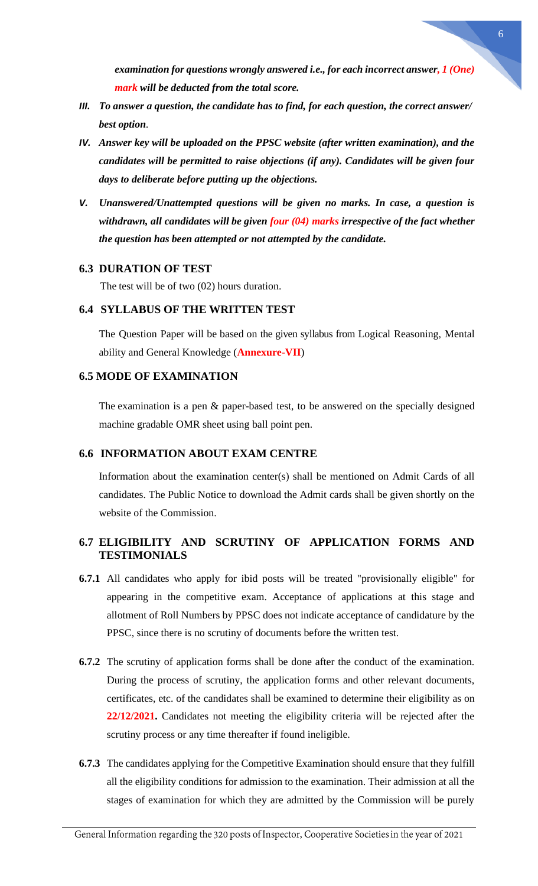*examination for questions wrongly answered i.e., for each incorrect answer, **1 (One) mark** will be deducted from the total score.*

*III.* ***To answer a question, the candidate has to find, for each question, the correct answer/ best option.***

*IV.* ***Answer key will be uploaded on the PPSC website (after written examination), and the candidates will be permitted to raise objections (if any). Candidates will be given four days to deliberate before putting up the objections.***

*V.* ***Unanswered/Unattempted questions will be given no marks. In case, a question is withdrawn, all candidates will be given four (04) marks irrespective of the fact whether the question has been attempted or not attempted by the candidate.***

### 6.3 DURATION OF TEST

The test will be of two (02) hours duration.

### 6.4 SYLLABUS OF THE WRITTEN TEST

The Question Paper will be based on the given syllabus from Logical Reasoning, Mental ability and General Knowledge (**Annexure-VII**)

### 6.5 MODE OF EXAMINATION

The examination is a pen & paper-based test, to be answered on the specially designed machine gradable OMR sheet using ball point pen.

### 6.6 INFORMATION ABOUT EXAM CENTRE

Information about the examination center(s) shall be mentioned on Admit Cards of all candidates. The Public Notice to download the Admit cards shall be given shortly on the website of the Commission.

### 6.7 ELIGIBILITY AND SCRUTINY OF APPLICATION FORMS AND TESTIMONIALS

**6.7.1** All candidates who apply for ibid posts will be treated "provisionally eligible" for appearing in the competitive exam. Acceptance of applications at this stage and allotment of Roll Numbers by PPSC does not indicate acceptance of candidature by the PPSC, since there is no scrutiny of documents before the written test.

**6.7.2** The scrutiny of application forms shall be done after the conduct of the examination. During the process of scrutiny, the application forms and other relevant documents, certificates, etc. of the candidates shall be examined to determine their eligibility as on **22/12/2021.** Candidates not meeting the eligibility criteria will be rejected after the scrutiny process or any time thereafter if found ineligible.

**6.7.3** The candidates applying for the Competitive Examination should ensure that they fulfill all the eligibility conditions for admission to the examination. Their admission at all the stages of examination for which they are admitted by the Commission will be purely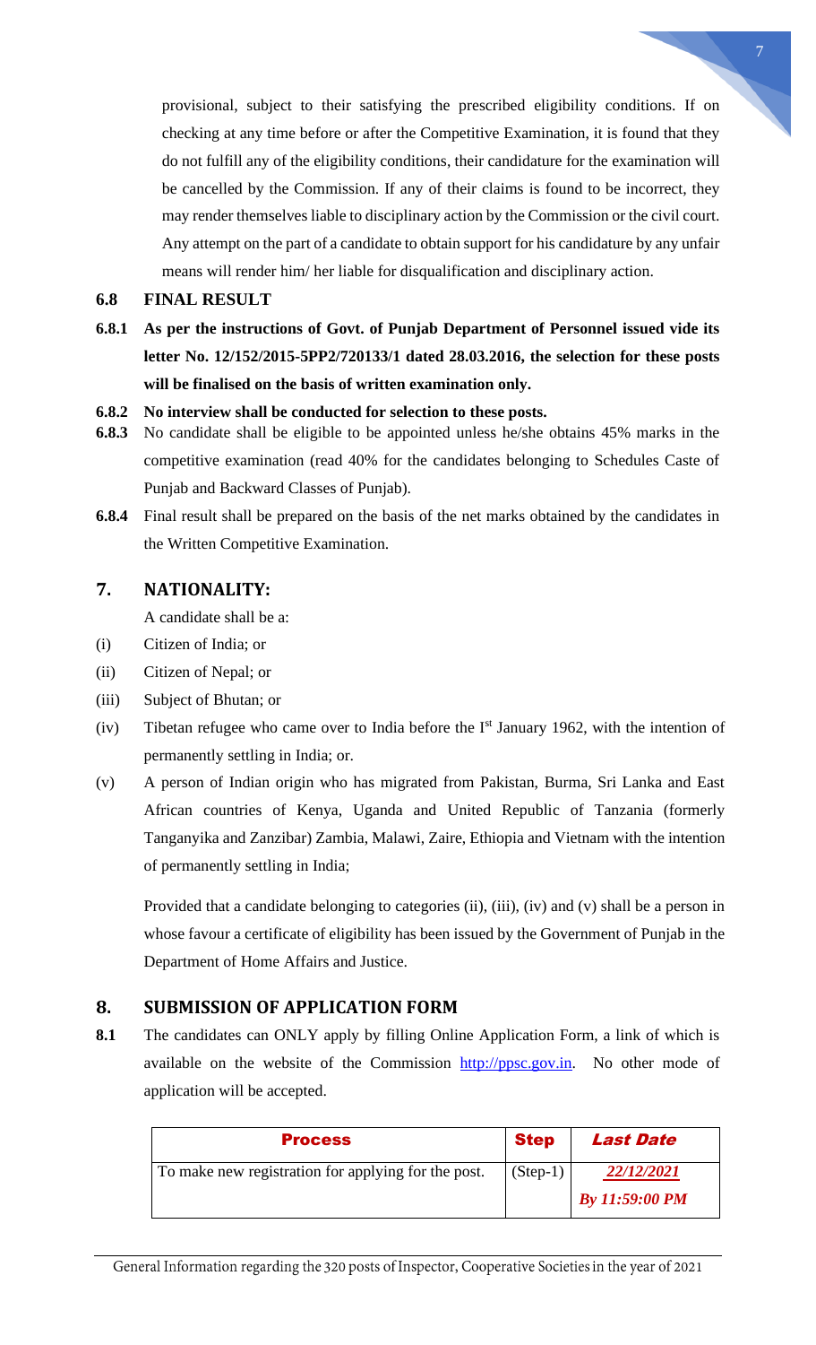provisional, subject to their satisfying the prescribed eligibility conditions. If on checking at any time before or after the Competitive Examination, it is found that they do not fulfill any of the eligibility conditions, their candidature for the examination will be cancelled by the Commission. If any of their claims is found to be incorrect, they may render themselves liable to disciplinary action by the Commission or the civil court. Any attempt on the part of a candidate to obtain support for his candidature by any unfair means will render him/ her liable for disqualification and disciplinary action.

### 6.8 FINAL RESULT

**6.8.1 As per the instructions of Govt. of Punjab Department of Personnel issued vide its letter No. 12/152/2015-5PP2/720133/1 dated 28.03.2016, the selection for these posts will be finalised on the basis of written examination only.**

**6.8.2 No interview shall be conducted for selection to these posts.**

**6.8.3** No candidate shall be eligible to be appointed unless he/she obtains 45% marks in the competitive examination (read 40% for the candidates belonging to Schedules Caste of Punjab and Backward Classes of Punjab).

**6.8.4** Final result shall be prepared on the basis of the net marks obtained by the candidates in the Written Competitive Examination.

## 7. NATIONALITY:

A candidate shall be a:

(i) Citizen of India; or

(ii) Citizen of Nepal; or

(iii) Subject of Bhutan; or

(iv) Tibetan refugee who came over to India before the I[st] January 1962, with the intention of permanently settling in India; or.

(v) A person of Indian origin who has migrated from Pakistan, Burma, Sri Lanka and East African countries of Kenya, Uganda and United Republic of Tanzania (formerly Tanganyika and Zanzibar) Zambia, Malawi, Zaire, Ethiopia and Vietnam with the intention of permanently settling in India;

Provided that a candidate belonging to categories (ii), (iii), (iv) and (v) shall be a person in whose favour a certificate of eligibility has been issued by the Government of Punjab in the Department of Home Affairs and Justice.

## 8. SUBMISSION OF APPLICATION FORM

**8.1** The candidates can ONLY apply by filling Online Application Form, a link of which is available on the website of the Commission http://ppsc.gov.in. No other mode of application will be accepted.

| **Process** | **Step** | ***Last Date*** |
|---|---|---|
| To make new registration for applying for the post. | (Step-1) | ***22/12/2021*** ***By 11:59:00 PM*** |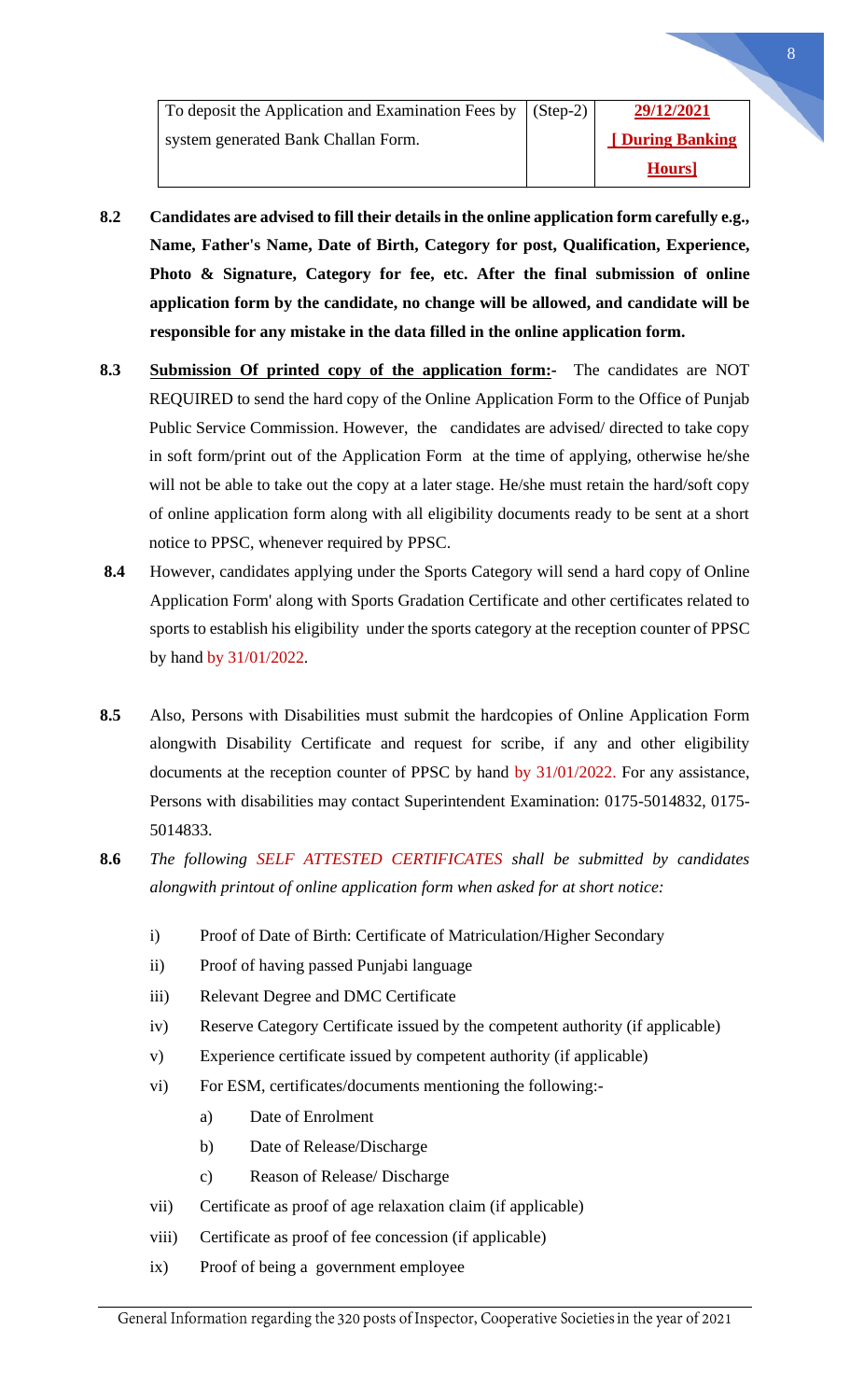| To deposit the Application and Examination Fees by system generated Bank Challan Form. | (Step-2) | **29/12/2021** **[ During Banking Hours]** |
|---|---|---|

**8.2** **Candidates are advised to fill their details in the online application form carefully e.g., Name, Father's Name, Date of Birth, Category for post, Qualification, Experience, Photo & Signature, Category for fee, etc. After the final submission of online application form by the candidate, no change will be allowed, and candidate will be responsible for any mistake in the data filled in the online application form.**

**8.3** **Submission Of printed copy of the application form:-** The candidates are NOT REQUIRED to send the hard copy of the Online Application Form to the Office of Punjab Public Service Commission. However, the candidates are advised/ directed to take copy in soft form/print out of the Application Form at the time of applying, otherwise he/she will not be able to take out the copy at a later stage. He/she must retain the hard/soft copy of online application form along with all eligibility documents ready to be sent at a short notice to PPSC, whenever required by PPSC.

**8.4** However, candidates applying under the Sports Category will send a hard copy of Online Application Form' along with Sports Gradation Certificate and other certificates related to sports to establish his eligibility under the sports category at the reception counter of PPSC by hand by 31/01/2022.

**8.5** Also, Persons with Disabilities must submit the hardcopies of Online Application Form alongwith Disability Certificate and request for scribe, if any and other eligibility documents at the reception counter of PPSC by hand by 31/01/2022. For any assistance, Persons with disabilities may contact Superintendent Examination: 0175-5014832, 0175-5014833.

**8.6** *The following SELF ATTESTED CERTIFICATES shall be submitted by candidates alongwith printout of online application form when asked for at short notice:*

- i) Proof of Date of Birth: Certificate of Matriculation/Higher Secondary
- ii) Proof of having passed Punjabi language
- iii) Relevant Degree and DMC Certificate
- iv) Reserve Category Certificate issued by the competent authority (if applicable)
- v) Experience certificate issued by competent authority (if applicable)
- vi) For ESM, certificates/documents mentioning the following:-
  - a) Date of Enrolment
  - b) Date of Release/Discharge
  - c) Reason of Release/ Discharge
- vii) Certificate as proof of age relaxation claim (if applicable)
- viii) Certificate as proof of fee concession (if applicable)
- ix) Proof of being a government employee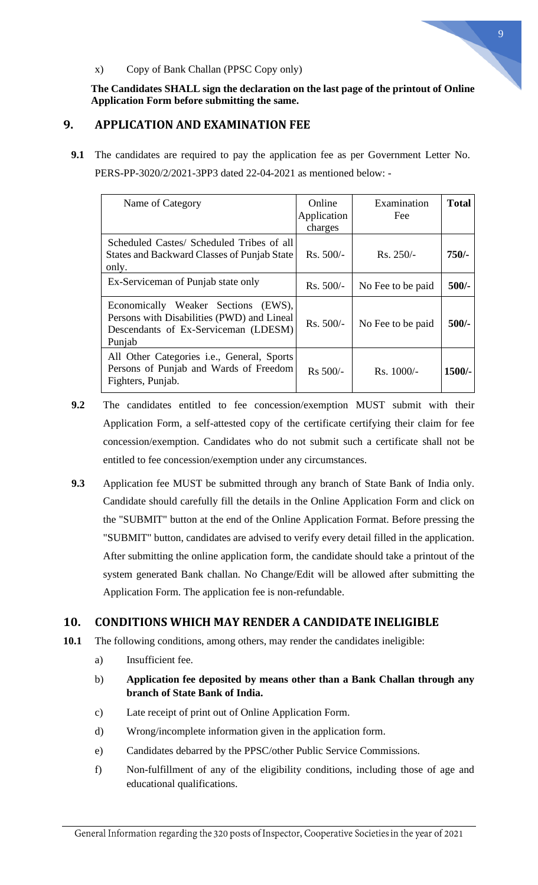x) Copy of Bank Challan (PPSC Copy only)

**The Candidates SHALL sign the declaration on the last page of the printout of Online Application Form before submitting the same.**

## 9. APPLICATION AND EXAMINATION FEE

**9.1** The candidates are required to pay the application fee as per Government Letter No. PERS-PP-3020/2/2021-3PP3 dated 22-04-2021 as mentioned below: -

| Name of Category | Online Application charges | Examination Fee | **Total** |
|---|---|---|---|
| Scheduled Castes/ Scheduled Tribes of all States and Backward Classes of Punjab State only. | Rs. 500/- | Rs. 250/- | **750/-** |
| Ex-Serviceman of Punjab state only | Rs. 500/- | No Fee to be paid | **500/-** |
| Economically Weaker Sections (EWS), Persons with Disabilities (PWD) and Lineal Descendants of Ex-Serviceman (LDESM) Punjab | Rs. 500/- | No Fee to be paid | **500/-** |
| All Other Categories i.e., General, Sports Persons of Punjab and Wards of Freedom Fighters, Punjab. | Rs 500/- | Rs. 1000/- | **1500/-** |

**9.2** The candidates entitled to fee concession/exemption MUST submit with their Application Form, a self-attested copy of the certificate certifying their claim for fee concession/exemption. Candidates who do not submit such a certificate shall not be entitled to fee concession/exemption under any circumstances.

**9.3** Application fee MUST be submitted through any branch of State Bank of India only. Candidate should carefully fill the details in the Online Application Form and click on the "SUBMIT" button at the end of the Online Application Format. Before pressing the "SUBMIT" button, candidates are advised to verify every detail filled in the application. After submitting the online application form, the candidate should take a printout of the system generated Bank challan. No Change/Edit will be allowed after submitting the Application Form. The application fee is non-refundable.

## 10. CONDITIONS WHICH MAY RENDER A CANDIDATE INELIGIBLE

**10.1** The following conditions, among others, may render the candidates ineligible:

a) Insufficient fee.

b) **Application fee deposited by means other than a Bank Challan through any branch of State Bank of India.**

c) Late receipt of print out of Online Application Form.

d) Wrong/incomplete information given in the application form.

e) Candidates debarred by the PPSC/other Public Service Commissions.

f) Non-fulfillment of any of the eligibility conditions, including those of age and educational qualifications.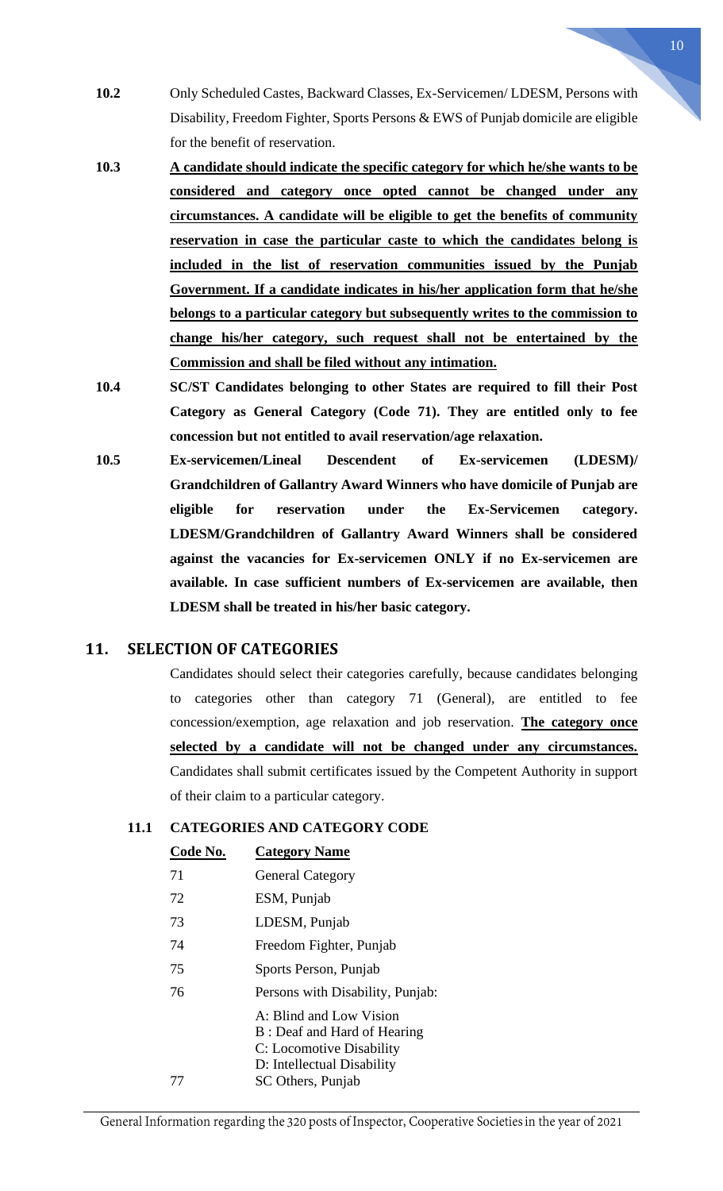**10.2** Only Scheduled Castes, Backward Classes, Ex-Servicemen/ LDESM, Persons with Disability, Freedom Fighter, Sports Persons & EWS of Punjab domicile are eligible for the benefit of reservation.

**10.3** **A candidate should indicate the specific category for which he/she wants to be considered and category once opted cannot be changed under any circumstances. A candidate will be eligible to get the benefits of community reservation in case the particular caste to which the candidates belong is included in the list of reservation communities issued by the Punjab Government. If a candidate indicates in his/her application form that he/she belongs to a particular category but subsequently writes to the commission to change his/her category, such request shall not be entertained by the Commission and shall be filed without any intimation.**

**10.4** **SC/ST Candidates belonging to other States are required to fill their Post Category as General Category (Code 71). They are entitled only to fee concession but not entitled to avail reservation/age relaxation.**

**10.5** **Ex-servicemen/Lineal Descendent of Ex-servicemen (LDESM)/ Grandchildren of Gallantry Award Winners who have domicile of Punjab are eligible for reservation under the Ex-Servicemen category. LDESM/Grandchildren of Gallantry Award Winners shall be considered against the vacancies for Ex-servicemen ONLY if no Ex-servicemen are available. In case sufficient numbers of Ex-servicemen are available, then LDESM shall be treated in his/her basic category.**

## 11. SELECTION OF CATEGORIES

Candidates should select their categories carefully, because candidates belonging to categories other than category 71 (General), are entitled to fee concession/exemption, age relaxation and job reservation. **The category once selected by a candidate will not be changed under any circumstances.** Candidates shall submit certificates issued by the Competent Authority in support of their claim to a particular category.

### 11.1 CATEGORIES AND CATEGORY CODE

| Code No. | Category Name |
|---|---|
| 71 | General Category |
| 72 | ESM, Punjab |
| 73 | LDESM, Punjab |
| 74 | Freedom Fighter, Punjab |
| 75 | Sports Person, Punjab |
| 76 | Persons with Disability, Punjab:<br>A: Blind and Low Vision<br>B : Deaf and Hard of Hearing<br>C: Locomotive Disability<br>D: Intellectual Disability |
| 77 | SC Others, Punjab |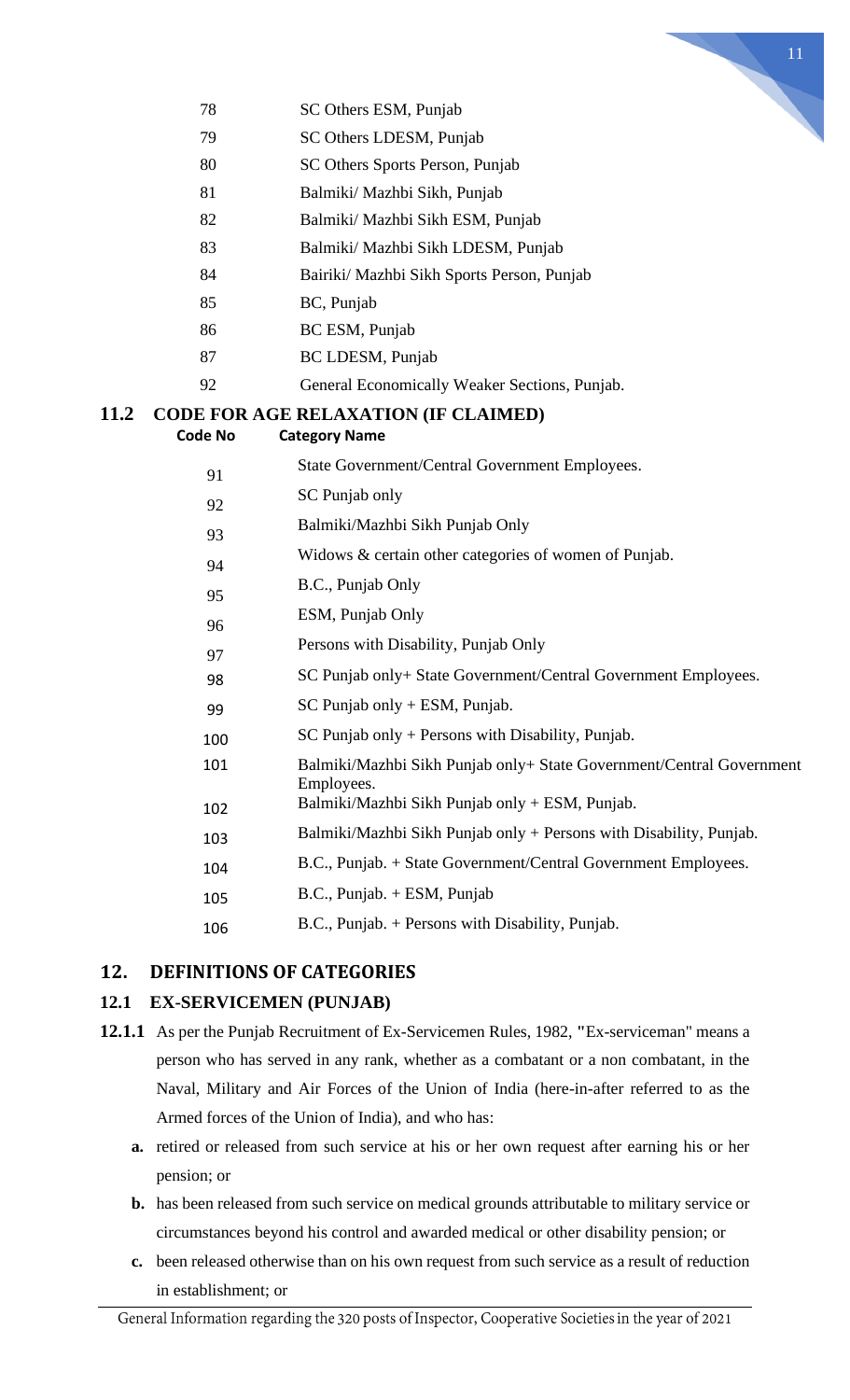| | |
|---|---|
| 78 | SC Others ESM, Punjab |
| 79 | SC Others LDESM, Punjab |
| 80 | SC Others Sports Person, Punjab |
| 81 | Balmiki/ Mazhbi Sikh, Punjab |
| 82 | Balmiki/ Mazhbi Sikh ESM, Punjab |
| 83 | Balmiki/ Mazhbi Sikh LDESM, Punjab |
| 84 | Bairiki/ Mazhbi Sikh Sports Person, Punjab |
| 85 | BC, Punjab |
| 86 | BC ESM, Punjab |
| 87 | BC LDESM, Punjab |
| 92 | General Economically Weaker Sections, Punjab. |

### 11.2 CODE FOR AGE RELAXATION (IF CLAIMED)

| Code No | Category Name |
|---|---|
| 91 | State Government/Central Government Employees. |
| 92 | SC Punjab only |
| 93 | Balmiki/Mazhbi Sikh Punjab Only |
| 94 | Widows & certain other categories of women of Punjab. |
| 95 | B.C., Punjab Only |
| 96 | ESM, Punjab Only |
| 97 | Persons with Disability, Punjab Only |
| 98 | SC Punjab only+ State Government/Central Government Employees. |
| 99 | SC Punjab only + ESM, Punjab. |
| 100 | SC Punjab only + Persons with Disability, Punjab. |
| 101 | Balmiki/Mazhbi Sikh Punjab only+ State Government/Central Government Employees. |
| 102 | Balmiki/Mazhbi Sikh Punjab only + ESM, Punjab. |
| 103 | Balmiki/Mazhbi Sikh Punjab only + Persons with Disability, Punjab. |
| 104 | B.C., Punjab. + State Government/Central Government Employees. |
| 105 | B.C., Punjab. + ESM, Punjab |
| 106 | B.C., Punjab. + Persons with Disability, Punjab. |

## 12. DEFINITIONS OF CATEGORIES

### 12.1 EX-SERVICEMEN (PUNJAB)

**12.1.1** As per the Punjab Recruitment of Ex-Servicemen Rules, 1982, "Ex-serviceman" means a person who has served in any rank, whether as a combatant or a non combatant, in the Naval, Military and Air Forces of the Union of India (here-in-after referred to as the Armed forces of the Union of India), and who has:

**a.** retired or released from such service at his or her own request after earning his or her pension; or

**b.** has been released from such service on medical grounds attributable to military service or circumstances beyond his control and awarded medical or other disability pension; or

**c.** been released otherwise than on his own request from such service as a result of reduction in establishment; or

General Information regarding the 320 posts of Inspector, Cooperative Societies in the year of 2021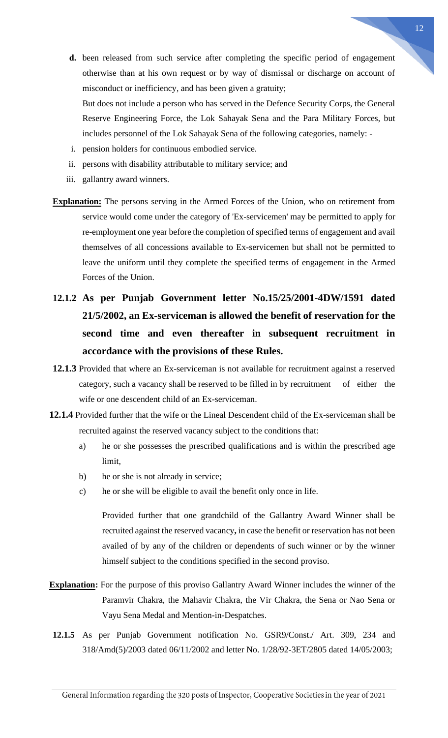**d.** been released from such service after completing the specific period of engagement otherwise than at his own request or by way of dismissal or discharge on account of misconduct or inefficiency, and has been given a gratuity;

But does not include a person who has served in the Defence Security Corps, the General Reserve Engineering Force, the Lok Sahayak Sena and the Para Military Forces, but includes personnel of the Lok Sahayak Sena of the following categories, namely: -

i. pension holders for continuous embodied service.
ii. persons with disability attributable to military service; and
iii. gallantry award winners.

**Explanation:** The persons serving in the Armed Forces of the Union, who on retirement from service would come under the category of 'Ex-servicemen' may be permitted to apply for re-employment one year before the completion of specified terms of engagement and avail themselves of all concessions available to Ex-servicemen but shall not be permitted to leave the uniform until they complete the specified terms of engagement in the Armed Forces of the Union.

**12.1.2 As per Punjab Government letter No.15/25/2001-4DW/1591 dated 21/5/2002, an Ex-serviceman is allowed the benefit of reservation for the second time and even thereafter in subsequent recruitment in accordance with the provisions of these Rules.**

**12.1.3** Provided that where an Ex-serviceman is not available for recruitment against a reserved category, such a vacancy shall be reserved to be filled in by recruitment of either the wife or one descendent child of an Ex-serviceman.

**12.1.4** Provided further that the wife or the Lineal Descendent child of the Ex-serviceman shall be recruited against the reserved vacancy subject to the conditions that:

a) he or she possesses the prescribed qualifications and is within the prescribed age limit,
b) he or she is not already in service;
c) he or she will be eligible to avail the benefit only once in life.

Provided further that one grandchild of the Gallantry Award Winner shall be recruited against the reserved vacancy**,** in case the benefit or reservation has not been availed of by any of the children or dependents of such winner or by the winner himself subject to the conditions specified in the second proviso.

**Explanation:** For the purpose of this proviso Gallantry Award Winner includes the winner of the Paramvir Chakra, the Mahavir Chakra, the Vir Chakra, the Sena or Nao Sena or Vayu Sena Medal and Mention-in-Despatches.

**12.1.5** As per Punjab Government notification No. GSR9/Const./ Art. 309, 234 and 318/Amd(5)/2003 dated 06/11/2002 and letter No. 1/28/92-3ET/2805 dated 14/05/2003;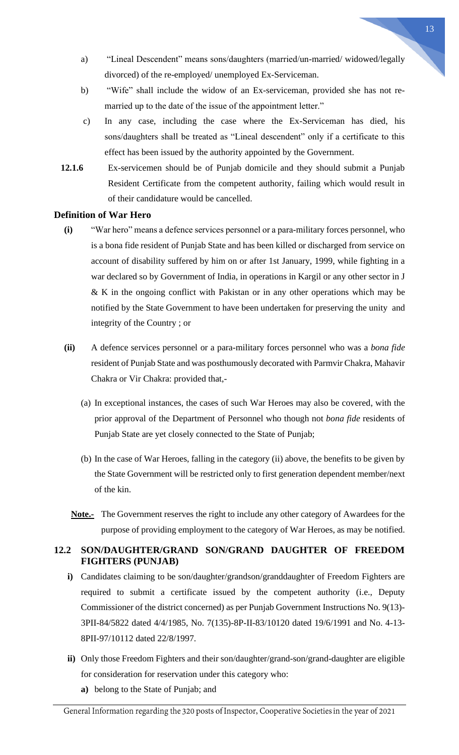a) "Lineal Descendent" means sons/daughters (married/un-married/ widowed/legally divorced) of the re-employed/ unemployed Ex-Serviceman.

b) "Wife" shall include the widow of an Ex-serviceman, provided she has not re-married up to the date of the issue of the appointment letter."

c) In any case, including the case where the Ex-Serviceman has died, his sons/daughters shall be treated as "Lineal descendent" only if a certificate to this effect has been issued by the authority appointed by the Government.

**12.1.6** Ex-servicemen should be of Punjab domicile and they should submit a Punjab Resident Certificate from the competent authority, failing which would result in of their candidature would be cancelled.

**Definition of War Hero**

**(i)** "War hero" means a defence services personnel or a para-military forces personnel, who is a bona fide resident of Punjab State and has been killed or discharged from service on account of disability suffered by him on or after 1st January, 1999, while fighting in a war declared so by Government of India, in operations in Kargil or any other sector in J & K in the ongoing conflict with Pakistan or in any other operations which may be notified by the State Government to have been undertaken for preserving the unity and integrity of the Country ; or

**(ii)** A defence services personnel or a para-military forces personnel who was a *bona fide* resident of Punjab State and was posthumously decorated with Parmvir Chakra, Mahavir Chakra or Vir Chakra: provided that,-

(a) In exceptional instances, the cases of such War Heroes may also be covered, with the prior approval of the Department of Personnel who though not *bona fide* residents of Punjab State are yet closely connected to the State of Punjab;

(b) In the case of War Heroes, falling in the category (ii) above, the benefits to be given by the State Government will be restricted only to first generation dependent member/next of the kin.

**Note.-** The Government reserves the right to include any other category of Awardees for the purpose of providing employment to the category of War Heroes, as may be notified.

## 12.2 SON/DAUGHTER/GRAND SON/GRAND DAUGHTER OF FREEDOM FIGHTERS (PUNJAB)

**i)** Candidates claiming to be son/daughter/grandson/granddaughter of Freedom Fighters are required to submit a certificate issued by the competent authority (i.e., Deputy Commissioner of the district concerned) as per Punjab Government Instructions No. 9(13)-3PII-84/5822 dated 4/4/1985, No. 7(135)-8P-II-83/10120 dated 19/6/1991 and No. 4-13-8PII-97/10112 dated 22/8/1997.

**ii)** Only those Freedom Fighters and their son/daughter/grand-son/grand-daughter are eligible for consideration for reservation under this category who:

**a)** belong to the State of Punjab; and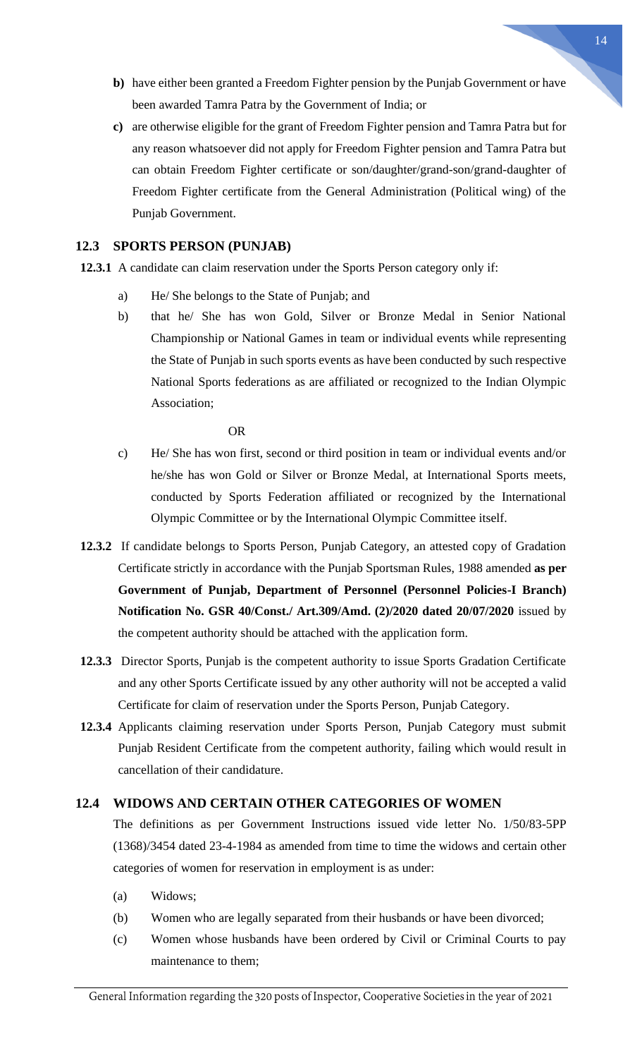- **b)** have either been granted a Freedom Fighter pension by the Punjab Government or have been awarded Tamra Patra by the Government of India; or
- **c)** are otherwise eligible for the grant of Freedom Fighter pension and Tamra Patra but for any reason whatsoever did not apply for Freedom Fighter pension and Tamra Patra but can obtain Freedom Fighter certificate or son/daughter/grand-son/grand-daughter of Freedom Fighter certificate from the General Administration (Political wing) of the Punjab Government.

## 12.3 SPORTS PERSON (PUNJAB)

**12.3.1** A candidate can claim reservation under the Sports Person category only if:

a) He/ She belongs to the State of Punjab; and

b) that he/ She has won Gold, Silver or Bronze Medal in Senior National Championship or National Games in team or individual events while representing the State of Punjab in such sports events as have been conducted by such respective National Sports federations as are affiliated or recognized to the Indian Olympic Association;

OR

c) He/ She has won first, second or third position in team or individual events and/or he/she has won Gold or Silver or Bronze Medal, at International Sports meets, conducted by Sports Federation affiliated or recognized by the International Olympic Committee or by the International Olympic Committee itself.

**12.3.2** If candidate belongs to Sports Person, Punjab Category, an attested copy of Gradation Certificate strictly in accordance with the Punjab Sportsman Rules, 1988 amended **as per Government of Punjab, Department of Personnel (Personnel Policies-I Branch) Notification No. GSR 40/Const./ Art.309/Amd. (2)/2020 dated 20/07/2020** issued by the competent authority should be attached with the application form.

**12.3.3** Director Sports, Punjab is the competent authority to issue Sports Gradation Certificate and any other Sports Certificate issued by any other authority will not be accepted a valid Certificate for claim of reservation under the Sports Person, Punjab Category.

**12.3.4** Applicants claiming reservation under Sports Person, Punjab Category must submit Punjab Resident Certificate from the competent authority, failing which would result in cancellation of their candidature.

## 12.4 WIDOWS AND CERTAIN OTHER CATEGORIES OF WOMEN

The definitions as per Government Instructions issued vide letter No. 1/50/83-5PP (1368)/3454 dated 23-4-1984 as amended from time to time the widows and certain other categories of women for reservation in employment is as under:

(a) Widows;

(b) Women who are legally separated from their husbands or have been divorced;

(c) Women whose husbands have been ordered by Civil or Criminal Courts to pay maintenance to them;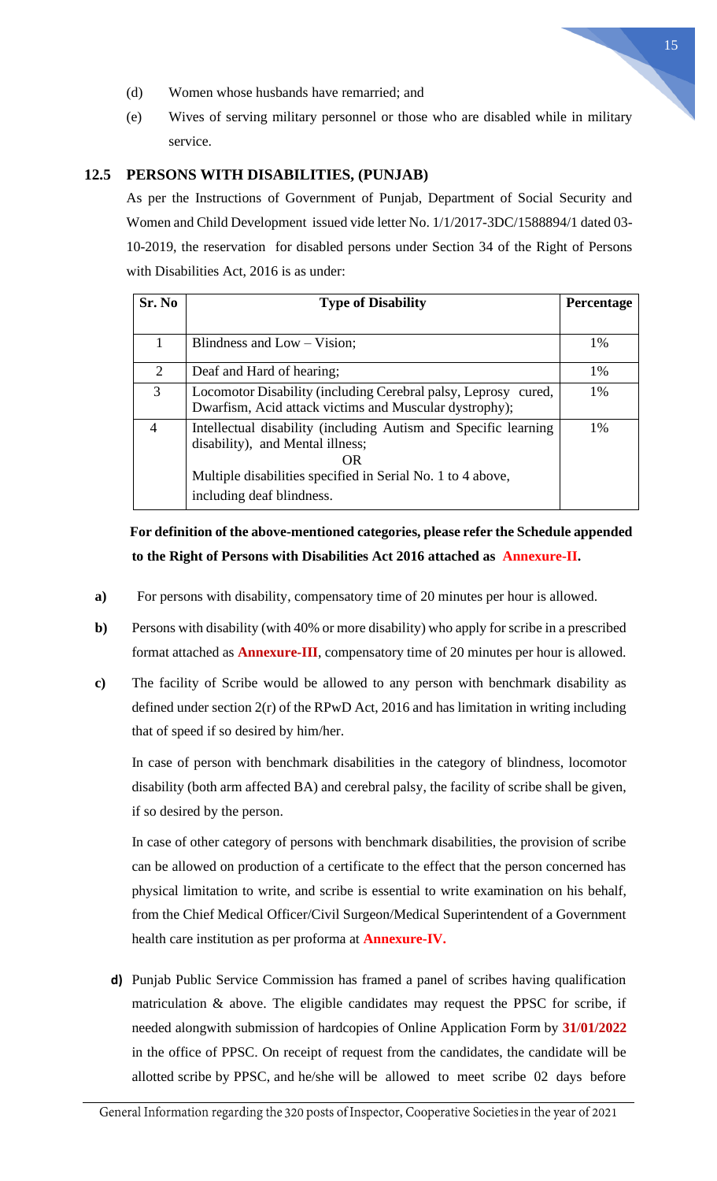(d) Women whose husbands have remarried; and

(e) Wives of serving military personnel or those who are disabled while in military service.

### 12.5 PERSONS WITH DISABILITIES, (PUNJAB)

As per the Instructions of Government of Punjab, Department of Social Security and Women and Child Development issued vide letter No. 1/1/2017-3DC/1588894/1 dated 03-10-2019, the reservation for disabled persons under Section 34 of the Right of Persons with Disabilities Act, 2016 is as under:

| Sr. No | Type of Disability | Percentage |
|---|---|---|
| 1 | Blindness and Low – Vision; | 1% |
| 2 | Deaf and Hard of hearing; | 1% |
| 3 | Locomotor Disability (including Cerebral palsy, Leprosy cured, Dwarfism, Acid attack victims and Muscular dystrophy); | 1% |
| 4 | Intellectual disability (including Autism and Specific learning disability), and Mental illness; OR Multiple disabilities specified in Serial No. 1 to 4 above, including deaf blindness. | 1% |

**For definition of the above-mentioned categories, please refer the Schedule appended to the Right of Persons with Disabilities Act 2016 attached as Annexure-II.**

**a)** For persons with disability, compensatory time of 20 minutes per hour is allowed.

**b)** Persons with disability (with 40% or more disability) who apply for scribe in a prescribed format attached as **Annexure-III**, compensatory time of 20 minutes per hour is allowed.

**c)** The facility of Scribe would be allowed to any person with benchmark disability as defined under section 2(r) of the RPwD Act, 2016 and has limitation in writing including that of speed if so desired by him/her.

In case of person with benchmark disabilities in the category of blindness, locomotor disability (both arm affected BA) and cerebral palsy, the facility of scribe shall be given, if so desired by the person.

In case of other category of persons with benchmark disabilities, the provision of scribe can be allowed on production of a certificate to the effect that the person concerned has physical limitation to write, and scribe is essential to write examination on his behalf, from the Chief Medical Officer/Civil Surgeon/Medical Superintendent of a Government health care institution as per proforma at **Annexure-IV.**

**d)** Punjab Public Service Commission has framed a panel of scribes having qualification matriculation & above. The eligible candidates may request the PPSC for scribe, if needed alongwith submission of hardcopies of Online Application Form by **31/01/2022** in the office of PPSC. On receipt of request from the candidates, the candidate will be allotted scribe by PPSC, and he/she will be allowed to meet scribe 02 days before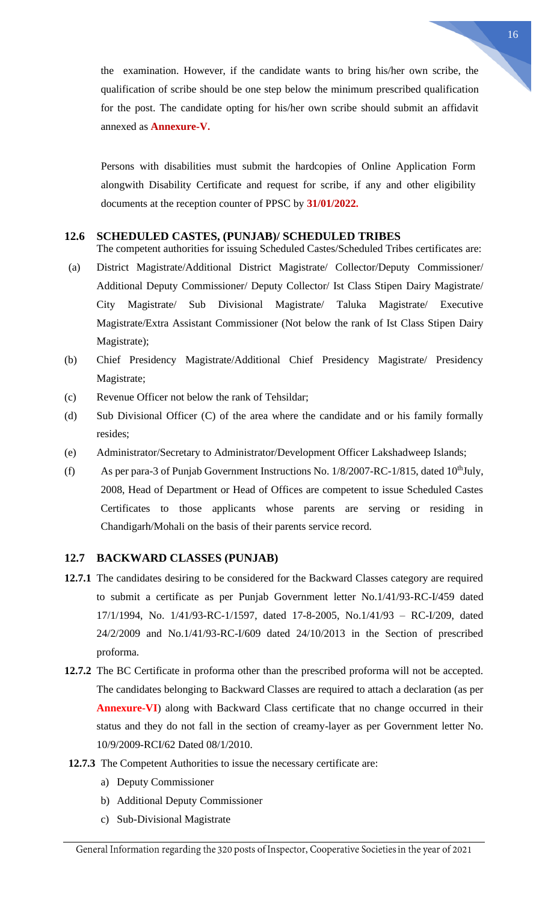the examination. However, if the candidate wants to bring his/her own scribe, the qualification of scribe should be one step below the minimum prescribed qualification for the post. The candidate opting for his/her own scribe should submit an affidavit annexed as **Annexure-V.**

Persons with disabilities must submit the hardcopies of Online Application Form alongwith Disability Certificate and request for scribe, if any and other eligibility documents at the reception counter of PPSC by **31/01/2022.**

## 12.6 SCHEDULED CASTES, (PUNJAB)/ SCHEDULED TRIBES

The competent authorities for issuing Scheduled Castes/Scheduled Tribes certificates are:

(a) District Magistrate/Additional District Magistrate/ Collector/Deputy Commissioner/ Additional Deputy Commissioner/ Deputy Collector/ Ist Class Stipen Dairy Magistrate/ City Magistrate/ Sub Divisional Magistrate/ Taluka Magistrate/ Executive Magistrate/Extra Assistant Commissioner (Not below the rank of Ist Class Stipen Dairy Magistrate);

(b) Chief Presidency Magistrate/Additional Chief Presidency Magistrate/ Presidency Magistrate;

(c) Revenue Officer not below the rank of Tehsildar;

(d) Sub Divisional Officer (C) of the area where the candidate and or his family formally resides;

(e) Administrator/Secretary to Administrator/Development Officer Lakshadweep Islands;

(f) As per para-3 of Punjab Government Instructions No. 1/8/2007-RC-1/815, dated 10th July, 2008, Head of Department or Head of Offices are competent to issue Scheduled Castes Certificates to those applicants whose parents are serving or residing in Chandigarh/Mohali on the basis of their parents service record.

## 12.7 BACKWARD CLASSES (PUNJAB)

**12.7.1** The candidates desiring to be considered for the Backward Classes category are required to submit a certificate as per Punjab Government letter No.1/41/93-RC-I/459 dated 17/1/1994, No. 1/41/93-RC-1/1597, dated 17-8-2005, No.1/41/93 – RC-I/209, dated 24/2/2009 and No.1/41/93-RC-I/609 dated 24/10/2013 in the Section of prescribed proforma.

**12.7.2** The BC Certificate in proforma other than the prescribed proforma will not be accepted. The candidates belonging to Backward Classes are required to attach a declaration (as per **Annexure-VI**) along with Backward Class certificate that no change occurred in their status and they do not fall in the section of creamy-layer as per Government letter No. 10/9/2009-RCI/62 Dated 08/1/2010.

**12.7.3** The Competent Authorities to issue the necessary certificate are:

a) Deputy Commissioner
b) Additional Deputy Commissioner
c) Sub-Divisional Magistrate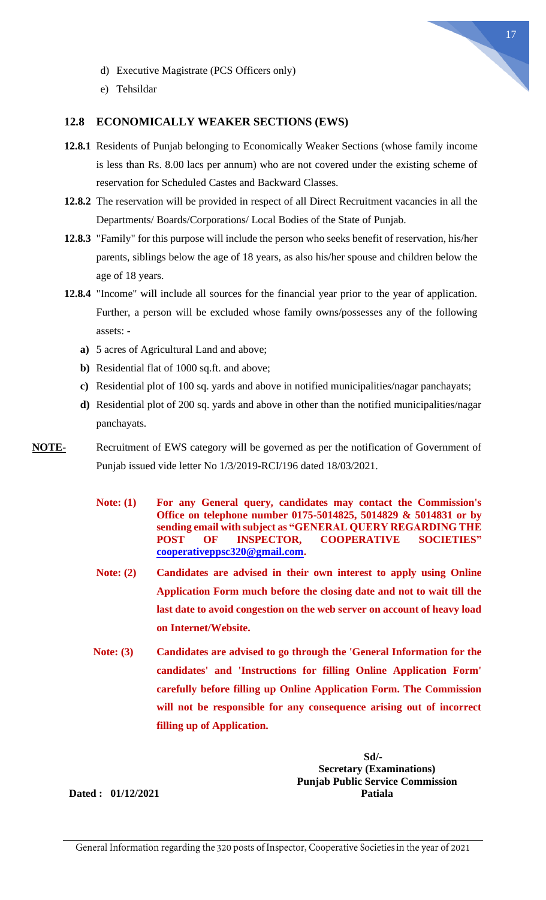d) Executive Magistrate (PCS Officers only)

e) Tehsildar

## 12.8 ECONOMICALLY WEAKER SECTIONS (EWS)

**12.8.1** Residents of Punjab belonging to Economically Weaker Sections (whose family income is less than Rs. 8.00 lacs per annum) who are not covered under the existing scheme of reservation for Scheduled Castes and Backward Classes.

**12.8.2** The reservation will be provided in respect of all Direct Recruitment vacancies in all the Departments/ Boards/Corporations/ Local Bodies of the State of Punjab.

**12.8.3** "Family" for this purpose will include the person who seeks benefit of reservation, his/her parents, siblings below the age of 18 years, as also his/her spouse and children below the age of 18 years.

**12.8.4** "Income" will include all sources for the financial year prior to the year of application. Further, a person will be excluded whose family owns/possesses any of the following assets: -

**a)** 5 acres of Agricultural Land and above;

**b)** Residential flat of 1000 sq.ft. and above;

**c)** Residential plot of 100 sq. yards and above in notified municipalities/nagar panchayats;

**d)** Residential plot of 200 sq. yards and above in other than the notified municipalities/nagar panchayats.

**NOTE-** Recruitment of EWS category will be governed as per the notification of Government of Punjab issued vide letter No 1/3/2019-RCI/196 dated 18/03/2021.

**Note: (1) For any General query, candidates may contact the Commission's Office on telephone number 0175-5014825, 5014829 & 5014831 or by sending email with subject as "GENERAL QUERY REGARDING THE POST OF INSPECTOR, COOPERATIVE SOCIETIES" cooperativeppsc320@gmail.com.**

**Note: (2) Candidates are advised in their own interest to apply using Online Application Form much before the closing date and not to wait till the last date to avoid congestion on the web server on account of heavy load on Internet/Website.**

**Note: (3) Candidates are advised to go through the 'General Information for the candidates' and 'Instructions for filling Online Application Form' carefully before filling up Online Application Form. The Commission will not be responsible for any consequence arising out of incorrect filling up of Application.**

**Sd/-**
**Secretary (Examinations)**
**Punjab Public Service Commission**
**Patiala**

**Dated : 01/12/2021**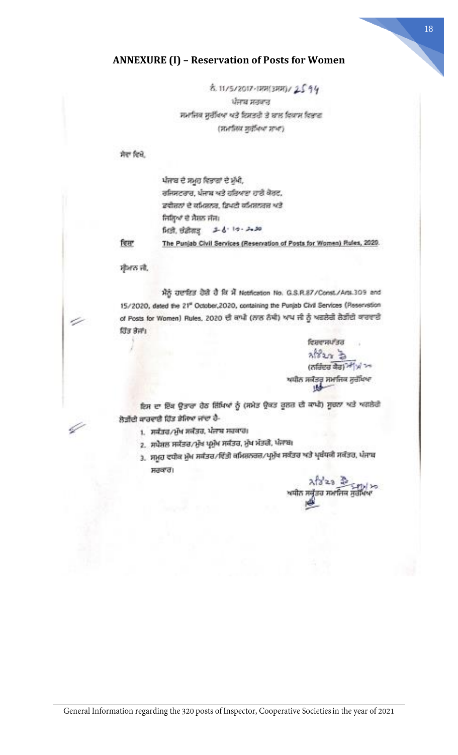## ANNEXURE (I) – Reservation of Posts for Women

ਨੰ. 11/5/2017-1ਸਸ(3ਸਸ)/ 2594

ਪੰਜਾਬ ਸਰਕਾਰ

ਸਮਾਜਿਕ ਸੁਰੱਖਿਆ ਅਤੇ ਇਸਤਰੀ ਤੇ ਬਾਲ ਵਿਕਾਸ ਵਿਭਾਗ

(ਸਮਾਜਿਕ ਸੁਰੱਖਿਆ ਸ਼ਾਖਾ)

ਸੇਵਾ ਵਿਖੇ,

ਪੰਜਾਬ ਦੇ ਸਮੂਹ ਵਿਭਾਗਾਂ ਦੇ ਮੁੱਖੀ,
ਰਜਿਸਟਰਾਰ, ਪੰਜਾਬ ਅਤੇ ਹਰਿਆਣਾ ਹਾਈ ਕੋਰਟ,
ਡਵੀਜ਼ਨਾਂ ਦੇ ਕਮਿਸ਼ਨਰ, ਡਿਪਟੀ ਕਮਿਸ਼ਨਰਜ਼ ਅਤੇ
ਜਿਲ੍ਹਿਆਂ ਦੇ ਸੈਸ਼ਨ ਜੱਜ।
ਮਿਤੀ, ਚੰਡੀਗੜ੍ਹ 26-10-2020

ਵਿਸ਼ਾ: The Punjab Civil Services (Reservation of Posts for Women) Rules, 2020.

ਸ੍ਰੀਮਾਨ ਜੀ,

ਮੈਨੂੰ ਹਦਾਇਤ ਹੋਈ ਹੈ ਕਿ ਮੈਂ Notification No. G.S.R.87/Const./Arts.309 and 15/2020, dated the 21st October,2020, containing the Punjab Civil Services (Reservation of Posts for Women) Rules, 2020 ਦੀ ਕਾਪੀ (ਨਾਲ ਨੱਥੀ) ਆਪ ਜੀ ਨੂੰ ਅਗਲੇਰੀ ਲੋੜੀਂਦੀ ਕਾਰਵਾਈ ਹਿੱਤ ਭੇਜਾਂ।

ਵਿਸ਼ਵਾਸਪਾਤਰ

(ਨਰਿੰਦਰ ਕੌਰ)

ਅਧੀਨ ਸਕੱਤਰ ਸਮਾਜਿਕ ਸੁਰੱਖਿਆ

ਇਸ ਦਾ ਇੱਕ ਉਤਾਰਾ ਹੇਠ ਲਿਖਿਆਂ ਨੂੰ (ਸਮੇਤ ਉਕਤ ਰੂਲਜ਼ ਦੀ ਕਾਪੀ) ਸੂਚਨਾ ਅਤੇ ਅਗਲੇਰੀ ਲੋੜੀਂਦੀ ਕਾਰਵਾਈ ਹਿੱਤ ਭੇਜਿਆ ਜਾਂਦਾ ਹੈ:-

1. ਸਕੱਤਰ/ਮੁੱਖ ਸਕੱਤਰ, ਪੰਜਾਬ ਸਰਕਾਰ।
2. ਸਪੈਸ਼ਲ ਸਕੱਤਰ/ਮੁੱਖ ਪ੍ਰਮੁੱਖ ਸਕੱਤਰ, ਮੁੱਖ ਮੰਤਰੀ, ਪੰਜਾਬ।
3. ਸਮੂਹ ਵਧੀਕ ਮੁੱਖ ਸਕੱਤਰ/ਵਿੱਤੀ ਕਮਿਸ਼ਨਰਜ਼/ਪ੍ਰਮੁੱਖ ਸਕੱਤਰ ਅਤੇ ਪ੍ਰਬੰਧਕੀ ਸਕੱਤਰ, ਪੰਜਾਬ ਸਰਕਾਰ।

ਅਧੀਨ ਸਕੱਤਰ ਸਮਾਜਿਕ ਸੁਰੱਖਿਆ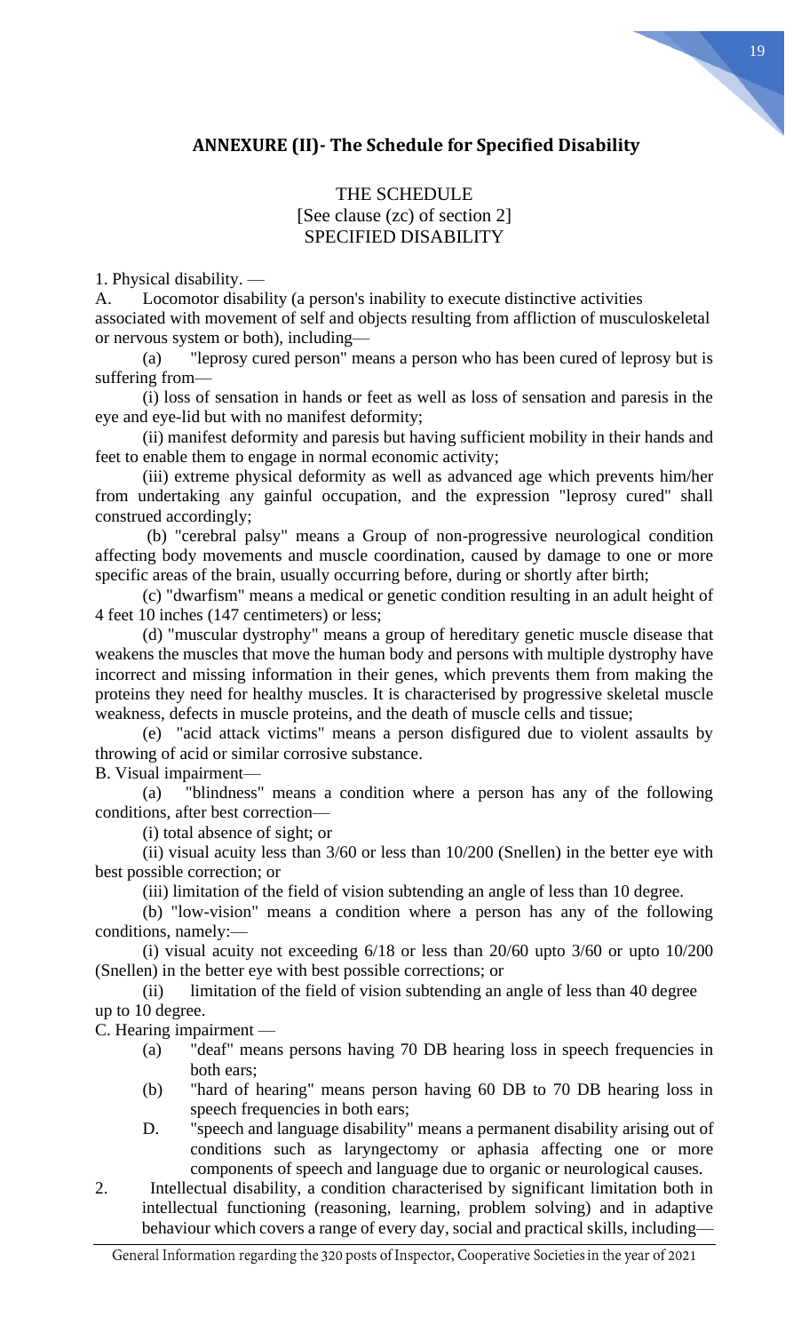## ANNEXURE (II)- The Schedule for Specified Disability

THE SCHEDULE
[See clause (zc) of section 2]
SPECIFIED DISABILITY

1. Physical disability. —

A. Locomotor disability (a person's inability to execute distinctive activities associated with movement of self and objects resulting from affliction of musculoskeletal or nervous system or both), including—

(a) "leprosy cured person" means a person who has been cured of leprosy but is suffering from—

(i) loss of sensation in hands or feet as well as loss of sensation and paresis in the eye and eye-lid but with no manifest deformity;

(ii) manifest deformity and paresis but having sufficient mobility in their hands and feet to enable them to engage in normal economic activity;

(iii) extreme physical deformity as well as advanced age which prevents him/her from undertaking any gainful occupation, and the expression "leprosy cured" shall construed accordingly;

(b) "cerebral palsy" means a Group of non-progressive neurological condition affecting body movements and muscle coordination, caused by damage to one or more specific areas of the brain, usually occurring before, during or shortly after birth;

(c) "dwarfism" means a medical or genetic condition resulting in an adult height of 4 feet 10 inches (147 centimeters) or less;

(d) "muscular dystrophy" means a group of hereditary genetic muscle disease that weakens the muscles that move the human body and persons with multiple dystrophy have incorrect and missing information in their genes, which prevents them from making the proteins they need for healthy muscles. It is characterised by progressive skeletal muscle weakness, defects in muscle proteins, and the death of muscle cells and tissue;

(e) "acid attack victims" means a person disfigured due to violent assaults by throwing of acid or similar corrosive substance.

B. Visual impairment—

(a) "blindness" means a condition where a person has any of the following conditions, after best correction—

(i) total absence of sight; or

(ii) visual acuity less than 3/60 or less than 10/200 (Snellen) in the better eye with best possible correction; or

(iii) limitation of the field of vision subtending an angle of less than 10 degree.

(b) "low-vision" means a condition where a person has any of the following conditions, namely:—

(i) visual acuity not exceeding 6/18 or less than 20/60 upto 3/60 or upto 10/200 (Snellen) in the better eye with best possible corrections; or

(ii) limitation of the field of vision subtending an angle of less than 40 degree up to 10 degree.

C. Hearing impairment —

(a) "deaf" means persons having 70 DB hearing loss in speech frequencies in both ears;

(b) "hard of hearing" means person having 60 DB to 70 DB hearing loss in speech frequencies in both ears;

D. "speech and language disability" means a permanent disability arising out of conditions such as laryngectomy or aphasia affecting one or more components of speech and language due to organic or neurological causes.

2. Intellectual disability, a condition characterised by significant limitation both in intellectual functioning (reasoning, learning, problem solving) and in adaptive behaviour which covers a range of every day, social and practical skills, including—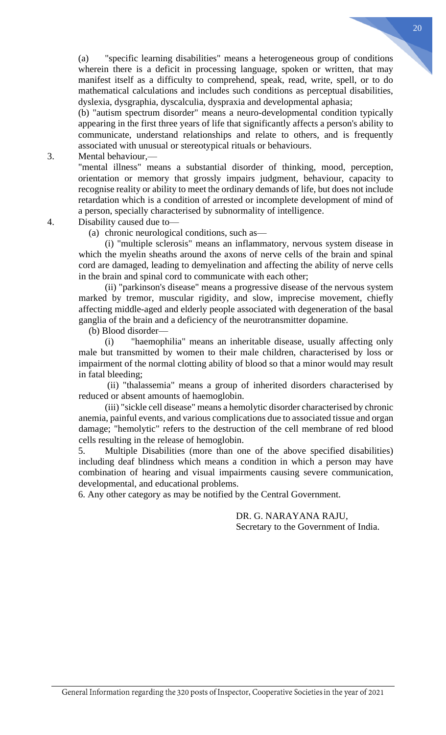(a) "specific learning disabilities" means a heterogeneous group of conditions wherein there is a deficit in processing language, spoken or written, that may manifest itself as a difficulty to comprehend, speak, read, write, spell, or to do mathematical calculations and includes such conditions as perceptual disabilities, dyslexia, dysgraphia, dyscalculia, dyspraxia and developmental aphasia;

(b) "autism spectrum disorder" means a neuro-developmental condition typically appearing in the first three years of life that significantly affects a person's ability to communicate, understand relationships and relate to others, and is frequently associated with unusual or stereotypical rituals or behaviours.

3. Mental behaviour,—

"mental illness" means a substantial disorder of thinking, mood, perception, orientation or memory that grossly impairs judgment, behaviour, capacity to recognise reality or ability to meet the ordinary demands of life, but does not include retardation which is a condition of arrested or incomplete development of mind of a person, specially characterised by subnormality of intelligence.

4. Disability caused due to—

(a) chronic neurological conditions, such as—

(i) "multiple sclerosis" means an inflammatory, nervous system disease in which the myelin sheaths around the axons of nerve cells of the brain and spinal cord are damaged, leading to demyelination and affecting the ability of nerve cells in the brain and spinal cord to communicate with each other;

(ii) "parkinson's disease" means a progressive disease of the nervous system marked by tremor, muscular rigidity, and slow, imprecise movement, chiefly affecting middle-aged and elderly people associated with degeneration of the basal ganglia of the brain and a deficiency of the neurotransmitter dopamine.

(b) Blood disorder—

(i) "haemophilia" means an inheritable disease, usually affecting only male but transmitted by women to their male children, characterised by loss or impairment of the normal clotting ability of blood so that a minor would may result in fatal bleeding;

(ii) "thalassemia" means a group of inherited disorders characterised by reduced or absent amounts of haemoglobin.

(iii) "sickle cell disease" means a hemolytic disorder characterised by chronic anemia, painful events, and various complications due to associated tissue and organ damage; "hemolytic" refers to the destruction of the cell membrane of red blood cells resulting in the release of hemoglobin.

5. Multiple Disabilities (more than one of the above specified disabilities) including deaf blindness which means a condition in which a person may have combination of hearing and visual impairments causing severe communication, developmental, and educational problems.

6. Any other category as may be notified by the Central Government.

DR. G. NARAYANA RAJU,
Secretary to the Government of India.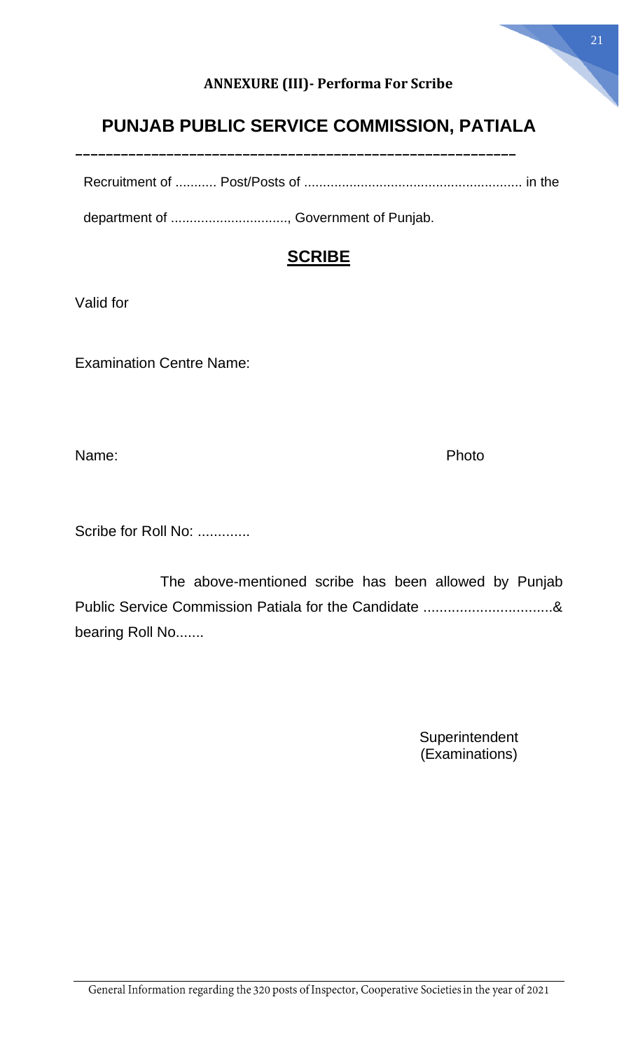**ANNEXURE (III)- Performa For Scribe**

# PUNJAB PUBLIC SERVICE COMMISSION, PATIALA

---

Recruitment of ........... Post/Posts of .......................................................... in the

department of ..............................., Government of Punjab.

## SCRIBE

Valid for

Examination Centre Name:

Name: Photo

Scribe for Roll No: .............

The above-mentioned scribe has been allowed by Punjab Public Service Commission Patiala for the Candidate ................................& bearing Roll No.......

Superintendent
(Examinations)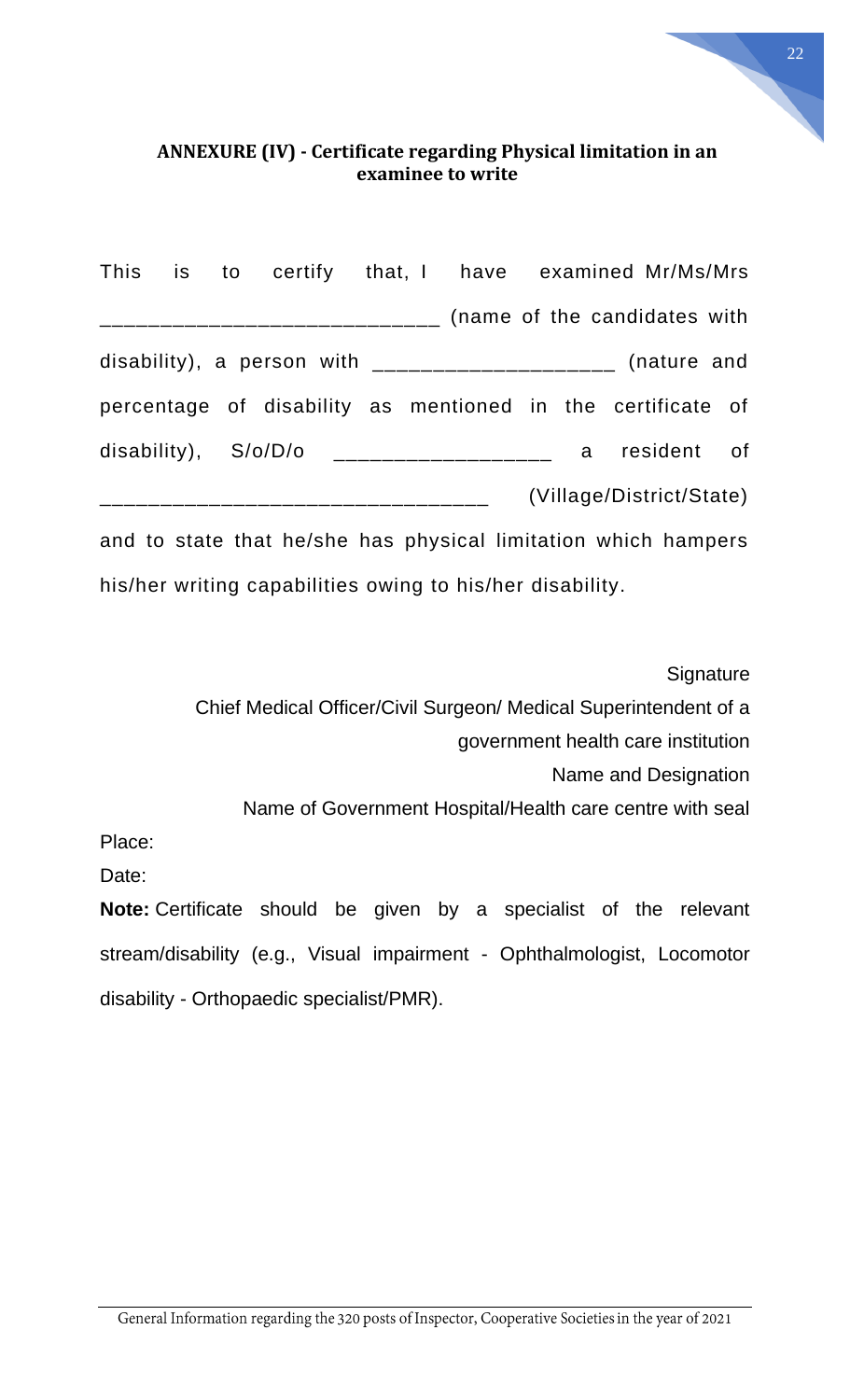### ANNEXURE (IV) - Certificate regarding Physical limitation in an examinee to write

This is to certify that, I have examined Mr/Ms/Mrs ___________________________ (name of the candidates with disability), a person with ___________________ (nature and percentage of disability as mentioned in the certificate of disability), S/o/D/o _________________ a resident of _______________________________ (Village/District/State) and to state that he/she has physical limitation which hampers his/her writing capabilities owing to his/her disability.

Signature

Chief Medical Officer/Civil Surgeon/ Medical Superintendent of a government health care institution

Name and Designation

Name of Government Hospital/Health care centre with seal

Place:

Date:

**Note:** Certificate should be given by a specialist of the relevant stream/disability (e.g., Visual impairment - Ophthalmologist, Locomotor disability - Orthopaedic specialist/PMR).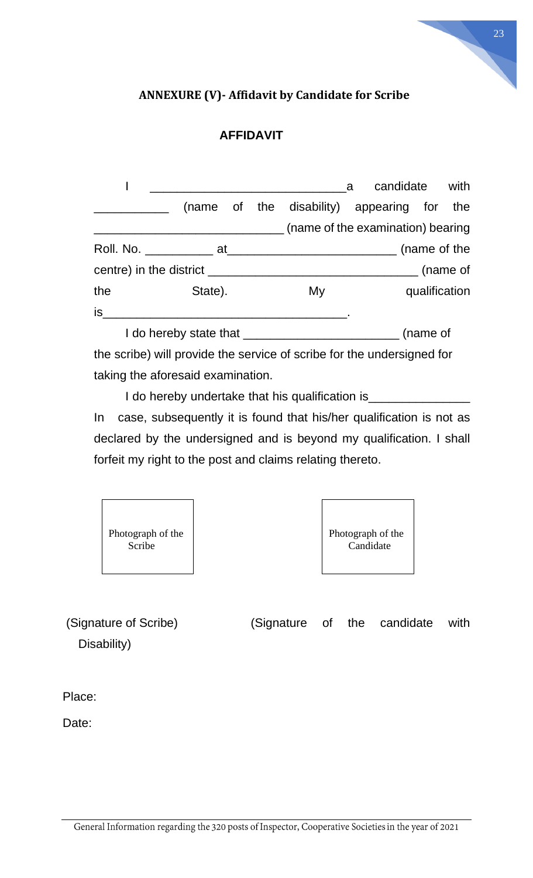## ANNEXURE (V)- Affidavit by Candidate for Scribe

### AFFIDAVIT

I ____________________________a candidate with ___________ (name of the disability) appearing for the ___________________________ (name of the examination) bearing Roll. No. __________ at________________________ (name of the centre) in the district ______________________________ (name of the State). My qualification is___________________________________.

I do hereby state that _____________________ (name of the scribe) will provide the service of scribe for the undersigned for taking the aforesaid examination.

I do hereby undertake that his qualification is______________ In case, subsequently it is found that his/her qualification is not as declared by the undersigned and is beyond my qualification. I shall forfeit my right to the post and claims relating thereto.

| Photograph of the Scribe | | Photograph of the Candidate |
|---|---|---|

(Signature of Scribe)

(Signature of the candidate with Disability)

Place:

Date: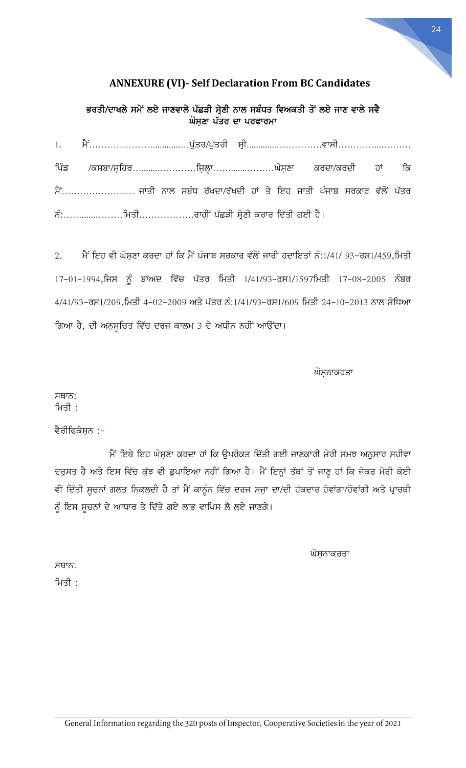## ANNEXURE (VI)- Self Declaration From BC Candidates

### ਭਰਤੀ/ਦਾਖਲੇ ਸਮੇਂ ਲਏ ਜਾਣਵਾਲੇ ਪੱਛੜੀ ਸ੍ਰੇਣੀ ਨਾਲ ਸਬੰਧਤ ਵਿਅਕਤੀ ਤੋਂ ਲਏ ਜਾਣ ਵਾਲੇ ਸਵੈ ਘੋਸ਼ਣਾ ਪੱਤਰ ਦਾ ਪਰਫਾਰਮਾ

1. ਮੈਂ…………………...............ਪੁੱਤਰ/ਪੁੱਤਰੀ ਸ੍ਰੀ.............……………ਵਾਸੀ………….....……… ਪਿੰਡ /ਕਸਬਾ/ਸ਼ਹਿਰ…........…………ਜ਼ਿਲ੍ਹਾ……........………ਘੋਸ਼ਣਾ ਕਰਦਾ/ਕਰਦੀ ਹਾਂ ਕਿ ਮੈਂ…………………… ਜਾਤੀ ਨਾਲ ਸਬੰਧ ਰੱਖਦਾ/ਰੱਖਦੀ ਹਾਂ ਤੇ ਇਹ ਜਾਤੀ ਪੰਜਾਬ ਸਰਕਾਰ ਵੱਲੋਂ ਪੱਤਰ ਨੰ:……......………ਮਿਤੀ………………ਰਾਹੀਂ ਪੱਛੜੀ ਸ੍ਰੇਣੀ ਕਰਾਰ ਦਿੱਤੀ ਗਈ ਹੈ।

2. ਮੈਂ ਇਹ ਵੀ ਘੋਸ਼ਣਾ ਕਰਦਾ ਹਾਂ ਕਿ ਮੈਂ ਪੰਜਾਬ ਸਰਕਾਰ ਵੱਲੋਂ ਜਾਰੀ ਹਦਾਇਤਾਂ ਨੰ:1/41/ 93-ਰਸ1/459,ਮਿਤੀ 17-01-1994,ਜਿਸ ਨੂੰ ਬਾਅਦ ਵਿੱਚ ਪੱਤਰ ਮਿਤੀ 1/41/93-ਰਸ1/1597ਮਿਤੀ 17-08-2005 ਨੰਬਰ 4/41/93-ਰਸ1/209,ਮਿਤੀ 4-02-2009 ਅਤੇ ਪੱਤਰ ਨੰ:1/41/93-ਰਸ1/609 ਮਿਤੀ 24-10-2013 ਨਾਲ ਸੋਧਿਆ ਗਿਆ ਹੈ, ਦੀ ਅਨੁਸੂਚਿਤ ਵਿੱਚ ਦਰਜ ਕਾਲਮ 3 ਦੇ ਅਧੀਨ ਨਹੀਂ ਆਉਂਦਾ।

ਘੋਸ਼ਨਾਕਰਤਾ

ਸਥਾਨ:
ਮਿਤੀ :

ਵੈਰੀਫਿਕੇਸ਼ਨ :-

ਮੈਂ ਇਥੇ ਇਹ ਘੋਸ਼ਣਾ ਕਰਦਾ ਹਾਂ ਕਿ ਉਪਰੋਕਤ ਦਿੱਤੀ ਗਈ ਜਾਣਕਾਰੀ ਮੇਰੀ ਸਮਝ ਅਨੁਸਾਰ ਸਹੀਵਾ ਦਰੁਸਤ ਹੈ ਅਤੇ ਇਸ ਵਿੱਚ ਕੁੱਝ ਵੀ ਛੁਪਾਇਆ ਨਹੀਂ ਗਿਆ ਹੈ। ਮੈਂ ਇਨ੍ਹਾਂ ਤੱਥਾਂ ਤੋਂ ਜਾਣੂ ਹਾਂ ਕਿ ਜੇਕਰ ਮੇਰੀ ਕੋਈ ਵੀ ਦਿੱਤੀ ਸੂਚਨਾਂ ਗਲਤ ਨਿਕਲਦੀ ਹੈ ਤਾਂ ਮੈਂ ਕਾਨੂੰਨ ਵਿੱਚ ਦਰਜ ਸਜ਼ਾ ਦਾ/ਦੀ ਹੱਕਦਾਰ ਹੋਵਾਂਗਾ/ਹੋਵਾਂਗੀ ਅਤੇ ਪ੍ਰਾਰਥੀ ਨੂੰ ਇਸ ਸੂਚਨਾਂ ਦੇ ਆਧਾਰ ਤੇ ਦਿੱਤੇ ਗਏ ਲਾਭ ਵਾਪਿਸ ਲੈ ਲਏ ਜਾਣਗੇ।

ਘੋਸ਼ਨਾਕਰਤਾ

ਸਥਾਨ:
ਮਿਤੀ :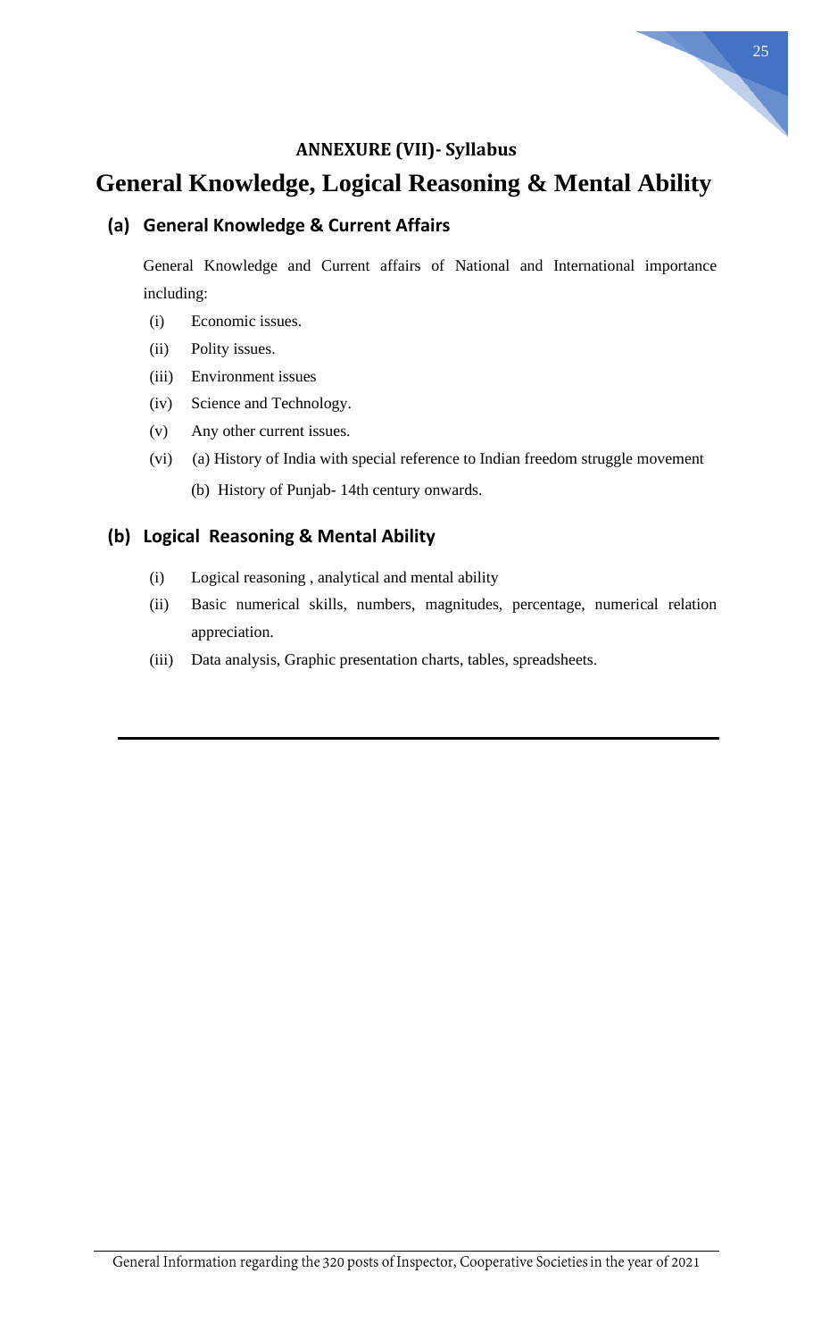### ANNEXURE (VII)- Syllabus

# General Knowledge, Logical Reasoning & Mental Ability

## (a) General Knowledge & Current Affairs

General Knowledge and Current affairs of National and International importance including:

- (i) Economic issues.
- (ii) Polity issues.
- (iii) Environment issues
- (iv) Science and Technology.
- (v) Any other current issues.
- (vi) (a) History of India with special reference to Indian freedom struggle movement
  
  (b) History of Punjab- 14th century onwards.

## (b) Logical Reasoning & Mental Ability

- (i) Logical reasoning , analytical and mental ability
- (ii) Basic numerical skills, numbers, magnitudes, percentage, numerical relation appreciation.
- (iii) Data analysis, Graphic presentation charts, tables, spreadsheets.